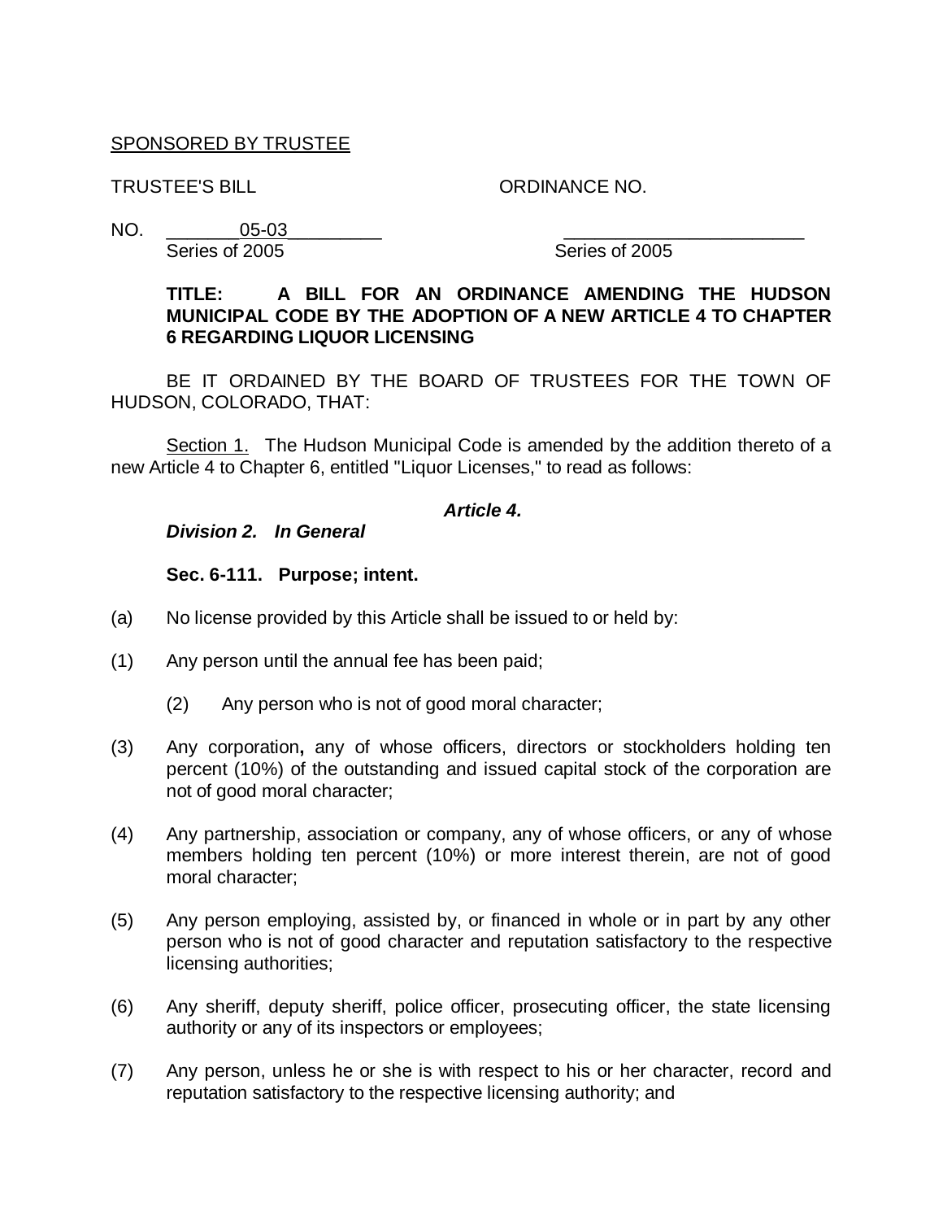SPONSORED BY TRUSTEE

TRUSTEE'S BILL ORDINANCE NO.

NO. 05-03 ________________________
Series of 2005 Series of 2005

**TITLE: A BILL FOR AN ORDINANCE AMENDING THE HUDSON MUNICIPAL CODE BY THE ADOPTION OF A NEW ARTICLE 4 TO CHAPTER 6 REGARDING LIQUOR LICENSING**

BE IT ORDAINED BY THE BOARD OF TRUSTEES FOR THE TOWN OF HUDSON, COLORADO, THAT:

Section 1. The Hudson Municipal Code is amended by the addition thereto of a new Article 4 to Chapter 6, entitled "Liquor Licenses," to read as follows:

***Article 4.***

***Division 2. In General***

**Sec. 6-111. Purpose; intent.**

(a) No license provided by this Article shall be issued to or held by:

(1) Any person until the annual fee has been paid;

(2) Any person who is not of good moral character;

(3) Any corporation**,** any of whose officers, directors or stockholders holding ten percent (10%) of the outstanding and issued capital stock of the corporation are not of good moral character;

(4) Any partnership, association or company, any of whose officers, or any of whose members holding ten percent (10%) or more interest therein, are not of good moral character;

(5) Any person employing, assisted by, or financed in whole or in part by any other person who is not of good character and reputation satisfactory to the respective licensing authorities;

(6) Any sheriff, deputy sheriff, police officer, prosecuting officer, the state licensing authority or any of its inspectors or employees;

(7) Any person, unless he or she is with respect to his or her character, record and reputation satisfactory to the respective licensing authority; and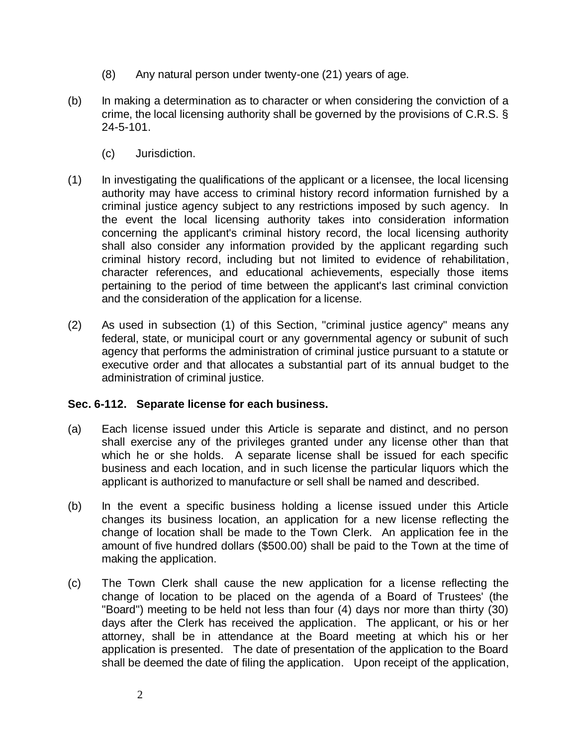(8) Any natural person under twenty-one (21) years of age.

(b) In making a determination as to character or when considering the conviction of a crime, the local licensing authority shall be governed by the provisions of C.R.S. § 24-5-101.

(c) Jurisdiction.

(1) In investigating the qualifications of the applicant or a licensee, the local licensing authority may have access to criminal history record information furnished by a criminal justice agency subject to any restrictions imposed by such agency. In the event the local licensing authority takes into consideration information concerning the applicant's criminal history record, the local licensing authority shall also consider any information provided by the applicant regarding such criminal history record, including but not limited to evidence of rehabilitation, character references, and educational achievements, especially those items pertaining to the period of time between the applicant's last criminal conviction and the consideration of the application for a license.

(2) As used in subsection (1) of this Section, "criminal justice agency" means any federal, state, or municipal court or any governmental agency or subunit of such agency that performs the administration of criminal justice pursuant to a statute or executive order and that allocates a substantial part of its annual budget to the administration of criminal justice.

**Sec. 6-112. Separate license for each business.**

(a) Each license issued under this Article is separate and distinct, and no person shall exercise any of the privileges granted under any license other than that which he or she holds. A separate license shall be issued for each specific business and each location, and in such license the particular liquors which the applicant is authorized to manufacture or sell shall be named and described.

(b) In the event a specific business holding a license issued under this Article changes its business location, an application for a new license reflecting the change of location shall be made to the Town Clerk. An application fee in the amount of five hundred dollars ($500.00) shall be paid to the Town at the time of making the application.

(c) The Town Clerk shall cause the new application for a license reflecting the change of location to be placed on the agenda of a Board of Trustees' (the "Board") meeting to be held not less than four (4) days nor more than thirty (30) days after the Clerk has received the application. The applicant, or his or her attorney, shall be in attendance at the Board meeting at which his or her application is presented. The date of presentation of the application to the Board shall be deemed the date of filing the application. Upon receipt of the application,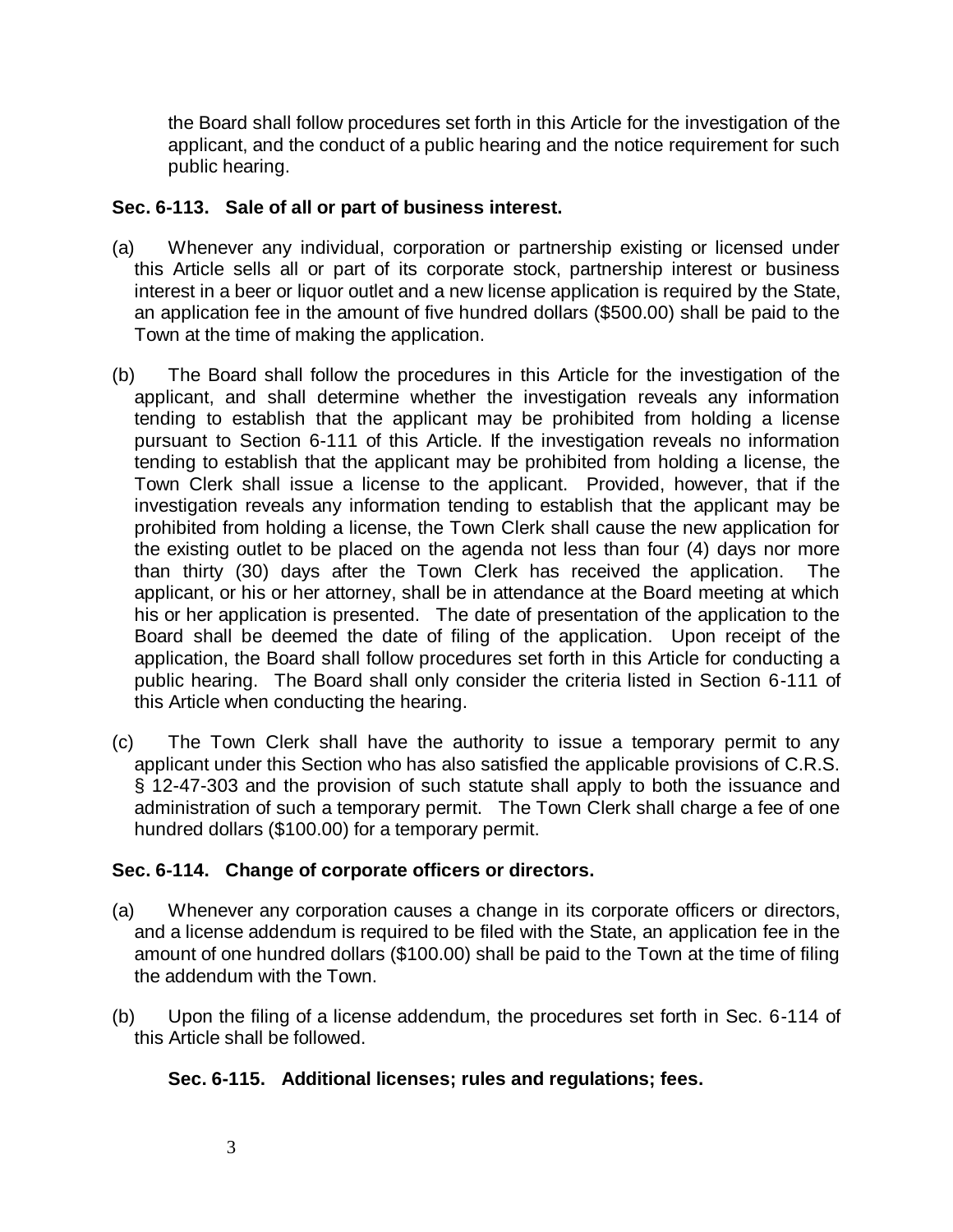the Board shall follow procedures set forth in this Article for the investigation of the applicant, and the conduct of a public hearing and the notice requirement for such public hearing.

**Sec. 6-113. Sale of all or part of business interest.**

(a) Whenever any individual, corporation or partnership existing or licensed under this Article sells all or part of its corporate stock, partnership interest or business interest in a beer or liquor outlet and a new license application is required by the State, an application fee in the amount of five hundred dollars ($500.00) shall be paid to the Town at the time of making the application.

(b) The Board shall follow the procedures in this Article for the investigation of the applicant, and shall determine whether the investigation reveals any information tending to establish that the applicant may be prohibited from holding a license pursuant to Section 6-111 of this Article. If the investigation reveals no information tending to establish that the applicant may be prohibited from holding a license, the Town Clerk shall issue a license to the applicant. Provided, however, that if the investigation reveals any information tending to establish that the applicant may be prohibited from holding a license, the Town Clerk shall cause the new application for the existing outlet to be placed on the agenda not less than four (4) days nor more than thirty (30) days after the Town Clerk has received the application. The applicant, or his or her attorney, shall be in attendance at the Board meeting at which his or her application is presented. The date of presentation of the application to the Board shall be deemed the date of filing of the application. Upon receipt of the application, the Board shall follow procedures set forth in this Article for conducting a public hearing. The Board shall only consider the criteria listed in Section 6-111 of this Article when conducting the hearing.

(c) The Town Clerk shall have the authority to issue a temporary permit to any applicant under this Section who has also satisfied the applicable provisions of C.R.S. § 12-47-303 and the provision of such statute shall apply to both the issuance and administration of such a temporary permit. The Town Clerk shall charge a fee of one hundred dollars ($100.00) for a temporary permit.

**Sec. 6-114. Change of corporate officers or directors.**

(a) Whenever any corporation causes a change in its corporate officers or directors, and a license addendum is required to be filed with the State, an application fee in the amount of one hundred dollars ($100.00) shall be paid to the Town at the time of filing the addendum with the Town.

(b) Upon the filing of a license addendum, the procedures set forth in Sec. 6-114 of this Article shall be followed.

**Sec. 6-115. Additional licenses; rules and regulations; fees.**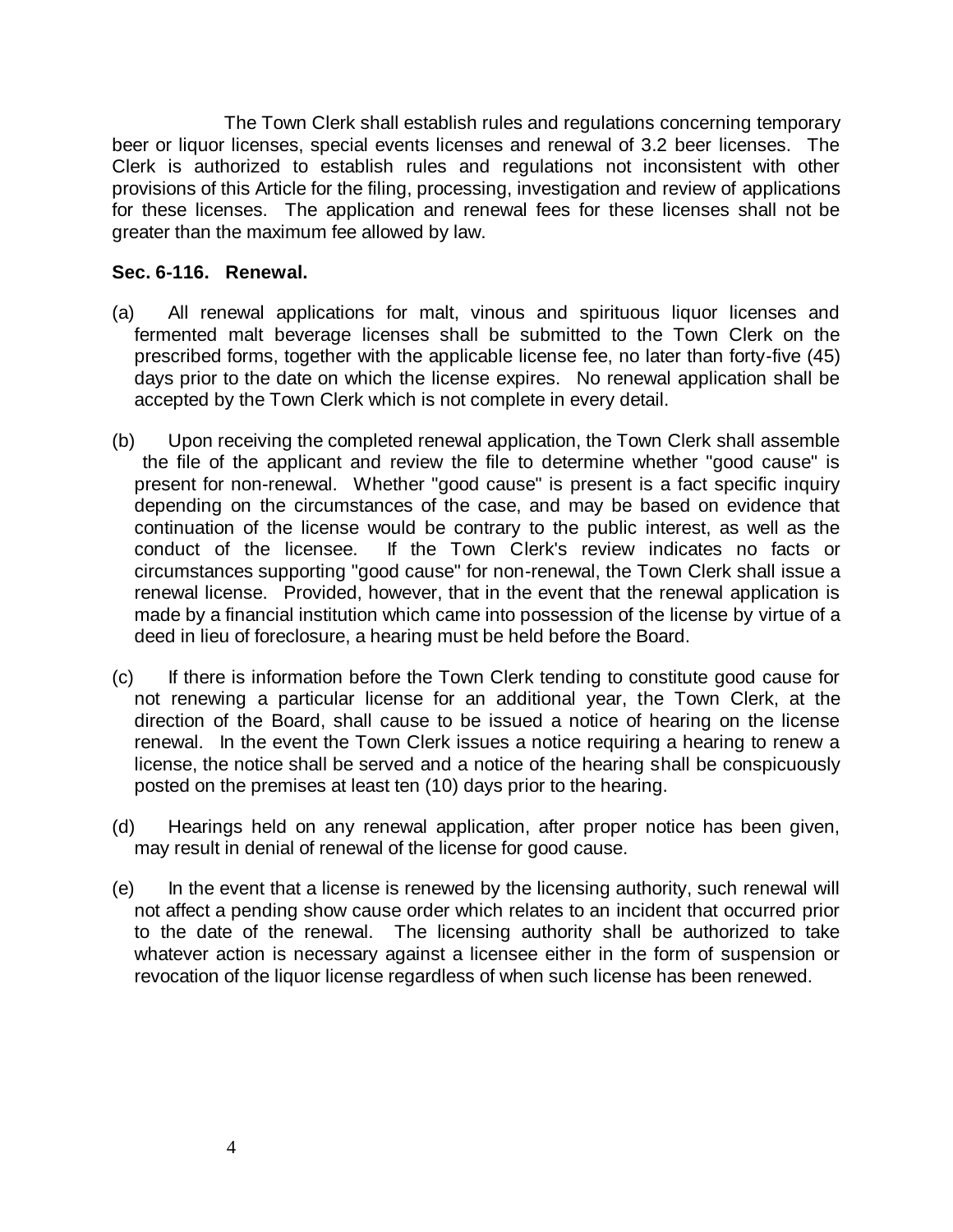The Town Clerk shall establish rules and regulations concerning temporary beer or liquor licenses, special events licenses and renewal of 3.2 beer licenses. The Clerk is authorized to establish rules and regulations not inconsistent with other provisions of this Article for the filing, processing, investigation and review of applications for these licenses. The application and renewal fees for these licenses shall not be greater than the maximum fee allowed by law.

**Sec. 6-116. Renewal.**

(a) All renewal applications for malt, vinous and spirituous liquor licenses and fermented malt beverage licenses shall be submitted to the Town Clerk on the prescribed forms, together with the applicable license fee, no later than forty-five (45) days prior to the date on which the license expires. No renewal application shall be accepted by the Town Clerk which is not complete in every detail.

(b) Upon receiving the completed renewal application, the Town Clerk shall assemble the file of the applicant and review the file to determine whether "good cause" is present for non-renewal. Whether "good cause" is present is a fact specific inquiry depending on the circumstances of the case, and may be based on evidence that continuation of the license would be contrary to the public interest, as well as the conduct of the licensee. If the Town Clerk's review indicates no facts or circumstances supporting "good cause" for non-renewal, the Town Clerk shall issue a renewal license. Provided, however, that in the event that the renewal application is made by a financial institution which came into possession of the license by virtue of a deed in lieu of foreclosure, a hearing must be held before the Board.

(c) If there is information before the Town Clerk tending to constitute good cause for not renewing a particular license for an additional year, the Town Clerk, at the direction of the Board, shall cause to be issued a notice of hearing on the license renewal. In the event the Town Clerk issues a notice requiring a hearing to renew a license, the notice shall be served and a notice of the hearing shall be conspicuously posted on the premises at least ten (10) days prior to the hearing.

(d) Hearings held on any renewal application, after proper notice has been given, may result in denial of renewal of the license for good cause.

(e) In the event that a license is renewed by the licensing authority, such renewal will not affect a pending show cause order which relates to an incident that occurred prior to the date of the renewal. The licensing authority shall be authorized to take whatever action is necessary against a licensee either in the form of suspension or revocation of the liquor license regardless of when such license has been renewed.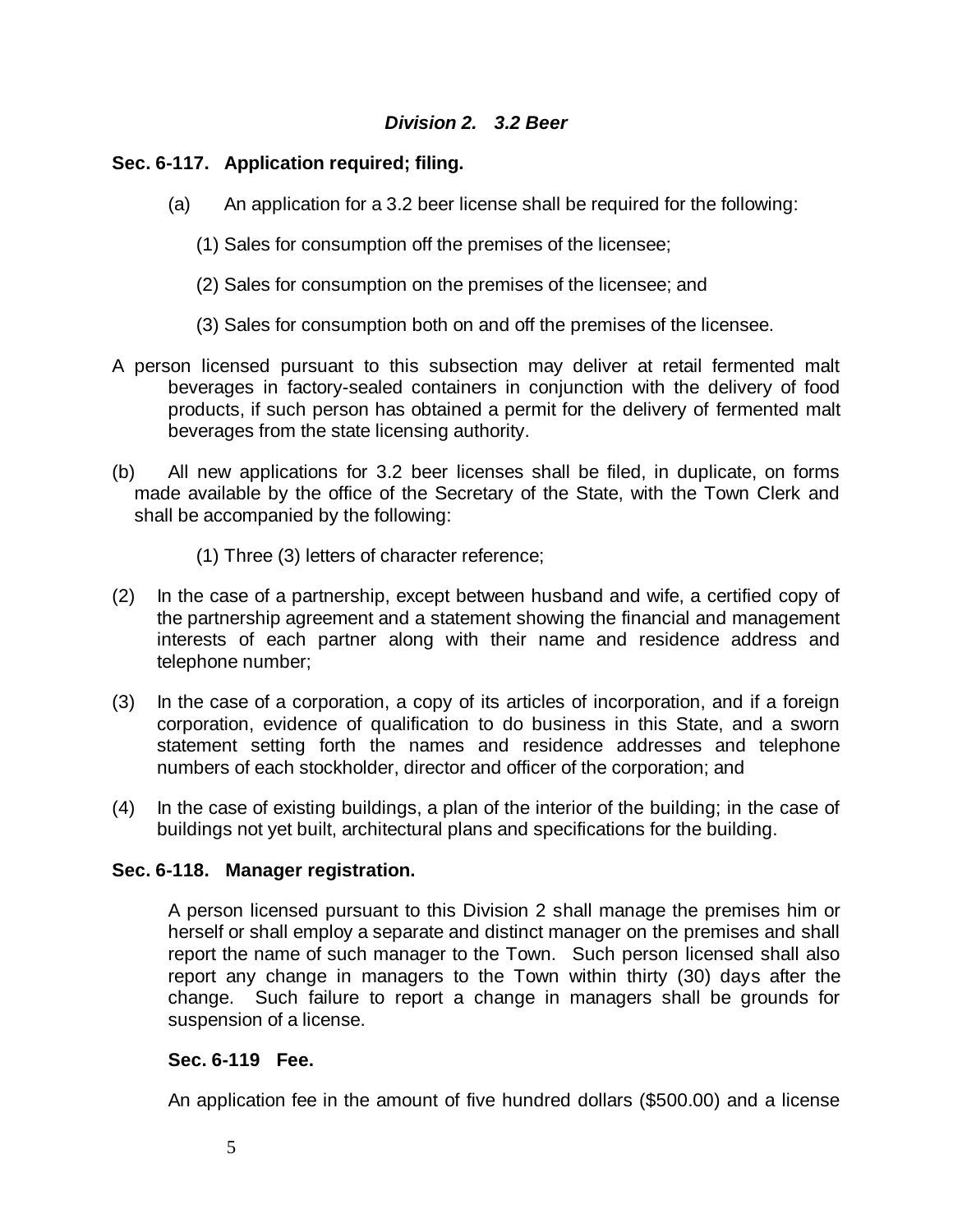### *Division 2. 3.2 Beer*

**Sec. 6-117. Application required; filing.**

(a) An application for a 3.2 beer license shall be required for the following:

(1) Sales for consumption off the premises of the licensee;

(2) Sales for consumption on the premises of the licensee; and

(3) Sales for consumption both on and off the premises of the licensee.

A person licensed pursuant to this subsection may deliver at retail fermented malt beverages in factory-sealed containers in conjunction with the delivery of food products, if such person has obtained a permit for the delivery of fermented malt beverages from the state licensing authority.

(b) All new applications for 3.2 beer licenses shall be filed, in duplicate, on forms made available by the office of the Secretary of the State, with the Town Clerk and shall be accompanied by the following:

(1) Three (3) letters of character reference;

(2) In the case of a partnership, except between husband and wife, a certified copy of the partnership agreement and a statement showing the financial and management interests of each partner along with their name and residence address and telephone number;

(3) In the case of a corporation, a copy of its articles of incorporation, and if a foreign corporation, evidence of qualification to do business in this State, and a sworn statement setting forth the names and residence addresses and telephone numbers of each stockholder, director and officer of the corporation; and

(4) In the case of existing buildings, a plan of the interior of the building; in the case of buildings not yet built, architectural plans and specifications for the building.

**Sec. 6-118. Manager registration.**

A person licensed pursuant to this Division 2 shall manage the premises him or herself or shall employ a separate and distinct manager on the premises and shall report the name of such manager to the Town. Such person licensed shall also report any change in managers to the Town within thirty (30) days after the change. Such failure to report a change in managers shall be grounds for suspension of a license.

**Sec. 6-119 Fee.**

An application fee in the amount of five hundred dollars ($500.00) and a license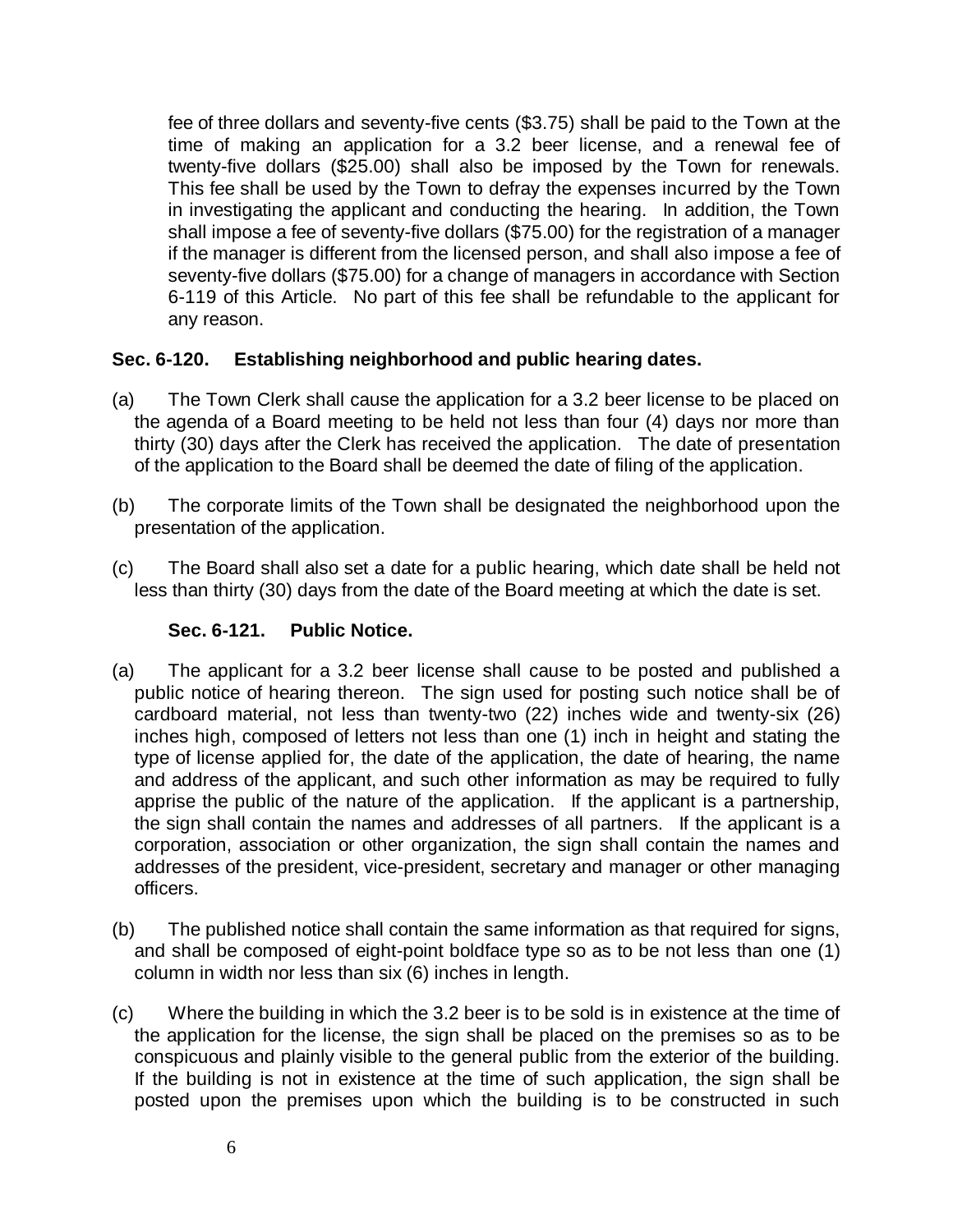fee of three dollars and seventy-five cents ($3.75) shall be paid to the Town at the time of making an application for a 3.2 beer license, and a renewal fee of twenty-five dollars ($25.00) shall also be imposed by the Town for renewals. This fee shall be used by the Town to defray the expenses incurred by the Town in investigating the applicant and conducting the hearing. In addition, the Town shall impose a fee of seventy-five dollars ($75.00) for the registration of a manager if the manager is different from the licensed person, and shall also impose a fee of seventy-five dollars ($75.00) for a change of managers in accordance with Section 6-119 of this Article. No part of this fee shall be refundable to the applicant for any reason.

**Sec. 6-120. Establishing neighborhood and public hearing dates.**

(a) The Town Clerk shall cause the application for a 3.2 beer license to be placed on the agenda of a Board meeting to be held not less than four (4) days nor more than thirty (30) days after the Clerk has received the application. The date of presentation of the application to the Board shall be deemed the date of filing of the application.

(b) The corporate limits of the Town shall be designated the neighborhood upon the presentation of the application.

(c) The Board shall also set a date for a public hearing, which date shall be held not less than thirty (30) days from the date of the Board meeting at which the date is set.

**Sec. 6-121. Public Notice.**

(a) The applicant for a 3.2 beer license shall cause to be posted and published a public notice of hearing thereon. The sign used for posting such notice shall be of cardboard material, not less than twenty-two (22) inches wide and twenty-six (26) inches high, composed of letters not less than one (1) inch in height and stating the type of license applied for, the date of the application, the date of hearing, the name and address of the applicant, and such other information as may be required to fully apprise the public of the nature of the application. If the applicant is a partnership, the sign shall contain the names and addresses of all partners. If the applicant is a corporation, association or other organization, the sign shall contain the names and addresses of the president, vice-president, secretary and manager or other managing officers.

(b) The published notice shall contain the same information as that required for signs, and shall be composed of eight-point boldface type so as to be not less than one (1) column in width nor less than six (6) inches in length.

(c) Where the building in which the 3.2 beer is to be sold is in existence at the time of the application for the license, the sign shall be placed on the premises so as to be conspicuous and plainly visible to the general public from the exterior of the building. If the building is not in existence at the time of such application, the sign shall be posted upon the premises upon which the building is to be constructed in such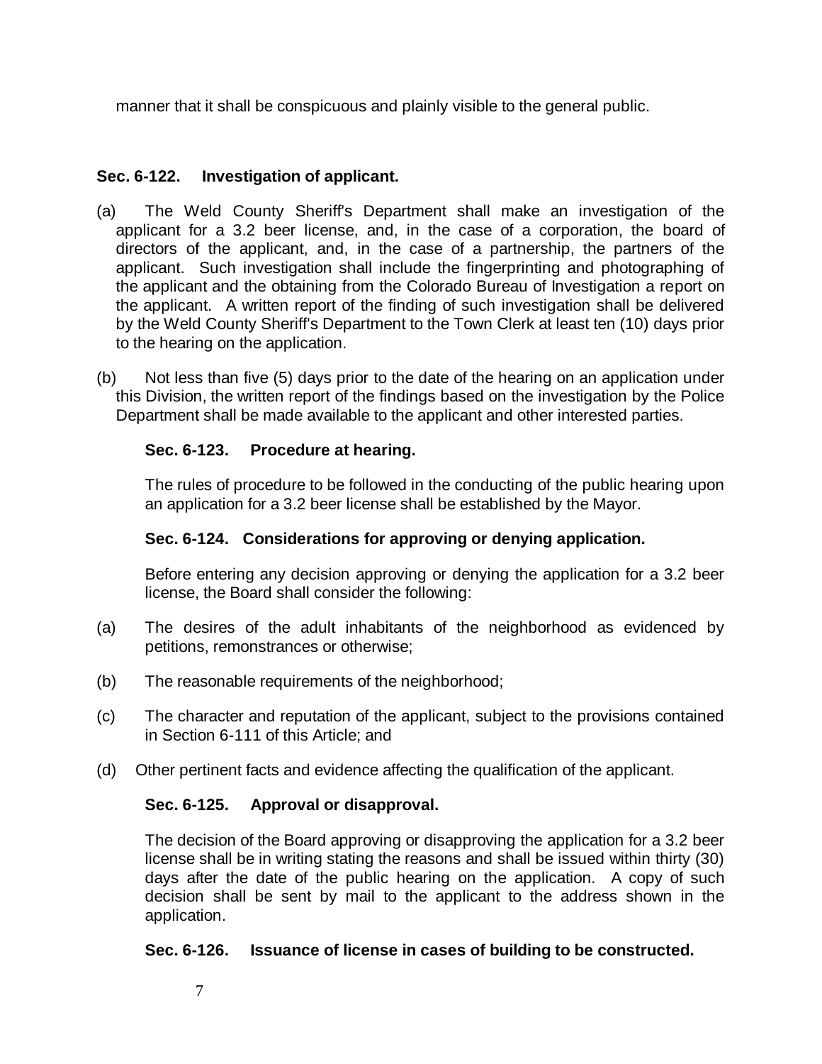manner that it shall be conspicuous and plainly visible to the general public.

**Sec. 6-122. Investigation of applicant.**

(a) The Weld County Sheriff's Department shall make an investigation of the applicant for a 3.2 beer license, and, in the case of a corporation, the board of directors of the applicant, and, in the case of a partnership, the partners of the applicant. Such investigation shall include the fingerprinting and photographing of the applicant and the obtaining from the Colorado Bureau of Investigation a report on the applicant. A written report of the finding of such investigation shall be delivered by the Weld County Sheriff's Department to the Town Clerk at least ten (10) days prior to the hearing on the application.

(b) Not less than five (5) days prior to the date of the hearing on an application under this Division, the written report of the findings based on the investigation by the Police Department shall be made available to the applicant and other interested parties.

**Sec. 6-123. Procedure at hearing.**

The rules of procedure to be followed in the conducting of the public hearing upon an application for a 3.2 beer license shall be established by the Mayor.

**Sec. 6-124. Considerations for approving or denying application.**

Before entering any decision approving or denying the application for a 3.2 beer license, the Board shall consider the following:

(a) The desires of the adult inhabitants of the neighborhood as evidenced by petitions, remonstrances or otherwise;

(b) The reasonable requirements of the neighborhood;

(c) The character and reputation of the applicant, subject to the provisions contained in Section 6-111 of this Article; and

(d) Other pertinent facts and evidence affecting the qualification of the applicant.

**Sec. 6-125. Approval or disapproval.**

The decision of the Board approving or disapproving the application for a 3.2 beer license shall be in writing stating the reasons and shall be issued within thirty (30) days after the date of the public hearing on the application. A copy of such decision shall be sent by mail to the applicant to the address shown in the application.

**Sec. 6-126. Issuance of license in cases of building to be constructed.**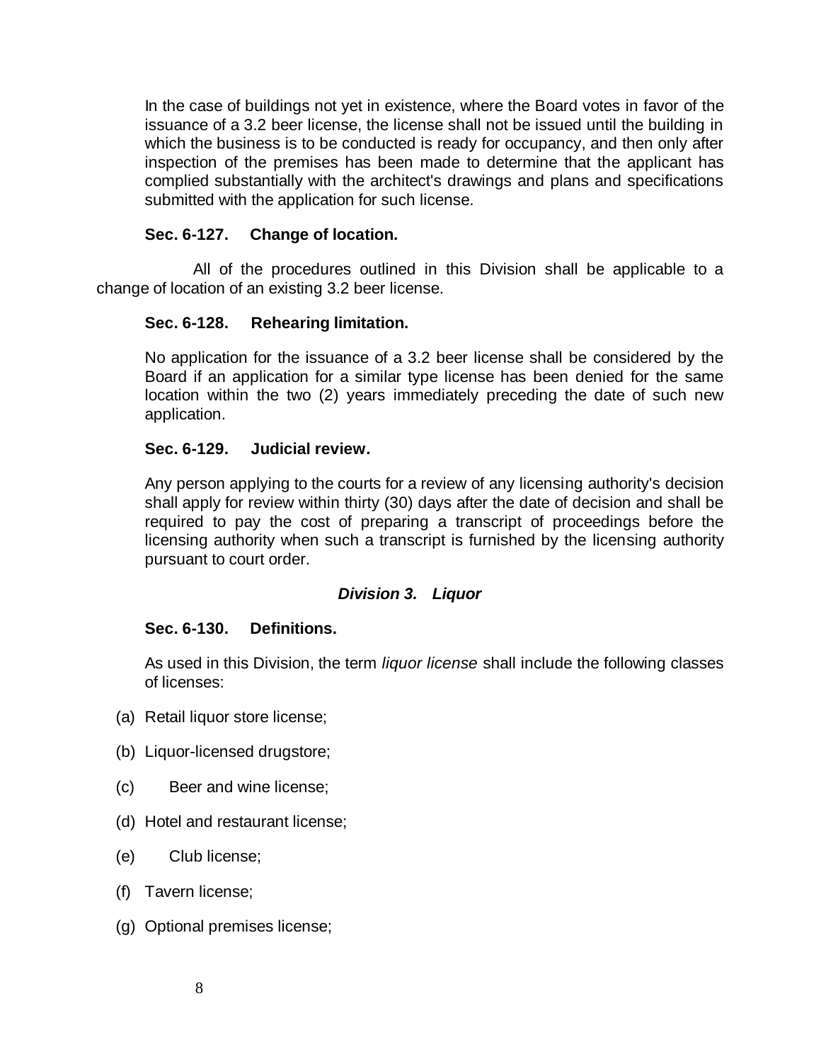In the case of buildings not yet in existence, where the Board votes in favor of the issuance of a 3.2 beer license, the license shall not be issued until the building in which the business is to be conducted is ready for occupancy, and then only after inspection of the premises has been made to determine that the applicant has complied substantially with the architect's drawings and plans and specifications submitted with the application for such license.

### Sec. 6-127. Change of location.

All of the procedures outlined in this Division shall be applicable to a change of location of an existing 3.2 beer license.

### Sec. 6-128. Rehearing limitation.

No application for the issuance of a 3.2 beer license shall be considered by the Board if an application for a similar type license has been denied for the same location within the two (2) years immediately preceding the date of such new application.

### Sec. 6-129. Judicial review.

Any person applying to the courts for a review of any licensing authority's decision shall apply for review within thirty (30) days after the date of decision and shall be required to pay the cost of preparing a transcript of proceedings before the licensing authority when such a transcript is furnished by the licensing authority pursuant to court order.

## *Division 3. Liquor*

### Sec. 6-130. Definitions.

As used in this Division, the term *liquor license* shall include the following classes of licenses:

(a) Retail liquor store license;

(b) Liquor-licensed drugstore;

(c) Beer and wine license;

(d) Hotel and restaurant license;

(e) Club license;

(f) Tavern license;

(g) Optional premises license;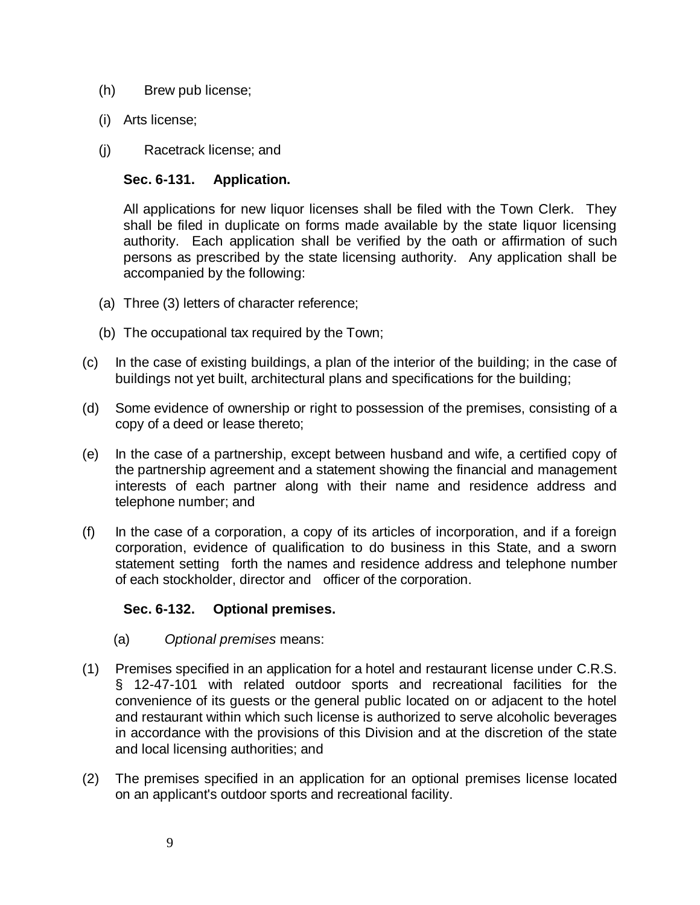(h) Brew pub license;

(i) Arts license;

(j) Racetrack license; and

**Sec. 6-131. Application.**

All applications for new liquor licenses shall be filed with the Town Clerk. They shall be filed in duplicate on forms made available by the state liquor licensing authority. Each application shall be verified by the oath or affirmation of such persons as prescribed by the state licensing authority. Any application shall be accompanied by the following:

(a) Three (3) letters of character reference;

(b) The occupational tax required by the Town;

(c) In the case of existing buildings, a plan of the interior of the building; in the case of buildings not yet built, architectural plans and specifications for the building;

(d) Some evidence of ownership or right to possession of the premises, consisting of a copy of a deed or lease thereto;

(e) In the case of a partnership, except between husband and wife, a certified copy of the partnership agreement and a statement showing the financial and management interests of each partner along with their name and residence address and telephone number; and

(f) In the case of a corporation, a copy of its articles of incorporation, and if a foreign corporation, evidence of qualification to do business in this State, and a sworn statement setting forth the names and residence address and telephone number of each stockholder, director and officer of the corporation.

**Sec. 6-132. Optional premises.**

(a) *Optional premises* means:

(1) Premises specified in an application for a hotel and restaurant license under C.R.S. § 12-47-101 with related outdoor sports and recreational facilities for the convenience of its guests or the general public located on or adjacent to the hotel and restaurant within which such license is authorized to serve alcoholic beverages in accordance with the provisions of this Division and at the discretion of the state and local licensing authorities; and

(2) The premises specified in an application for an optional premises license located on an applicant's outdoor sports and recreational facility.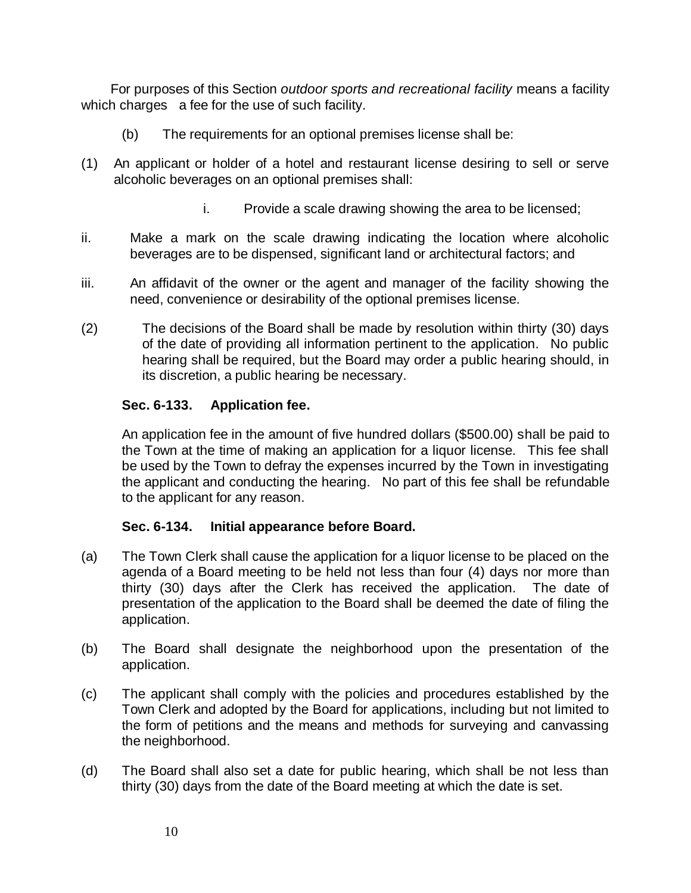For purposes of this Section *outdoor sports and recreational facility* means a facility which charges a fee for the use of such facility.

(b) The requirements for an optional premises license shall be:

(1) An applicant or holder of a hotel and restaurant license desiring to sell or serve alcoholic beverages on an optional premises shall:

i. Provide a scale drawing showing the area to be licensed;

ii. Make a mark on the scale drawing indicating the location where alcoholic beverages are to be dispensed, significant land or architectural factors; and

iii. An affidavit of the owner or the agent and manager of the facility showing the need, convenience or desirability of the optional premises license.

(2) The decisions of the Board shall be made by resolution within thirty (30) days of the date of providing all information pertinent to the application. No public hearing shall be required, but the Board may order a public hearing should, in its discretion, a public hearing be necessary.

**Sec. 6-133. Application fee.**

An application fee in the amount of five hundred dollars ($500.00) shall be paid to the Town at the time of making an application for a liquor license. This fee shall be used by the Town to defray the expenses incurred by the Town in investigating the applicant and conducting the hearing. No part of this fee shall be refundable to the applicant for any reason.

**Sec. 6-134. Initial appearance before Board.**

(a) The Town Clerk shall cause the application for a liquor license to be placed on the agenda of a Board meeting to be held not less than four (4) days nor more than thirty (30) days after the Clerk has received the application. The date of presentation of the application to the Board shall be deemed the date of filing the application.

(b) The Board shall designate the neighborhood upon the presentation of the application.

(c) The applicant shall comply with the policies and procedures established by the Town Clerk and adopted by the Board for applications, including but not limited to the form of petitions and the means and methods for surveying and canvassing the neighborhood.

(d) The Board shall also set a date for public hearing, which shall be not less than thirty (30) days from the date of the Board meeting at which the date is set.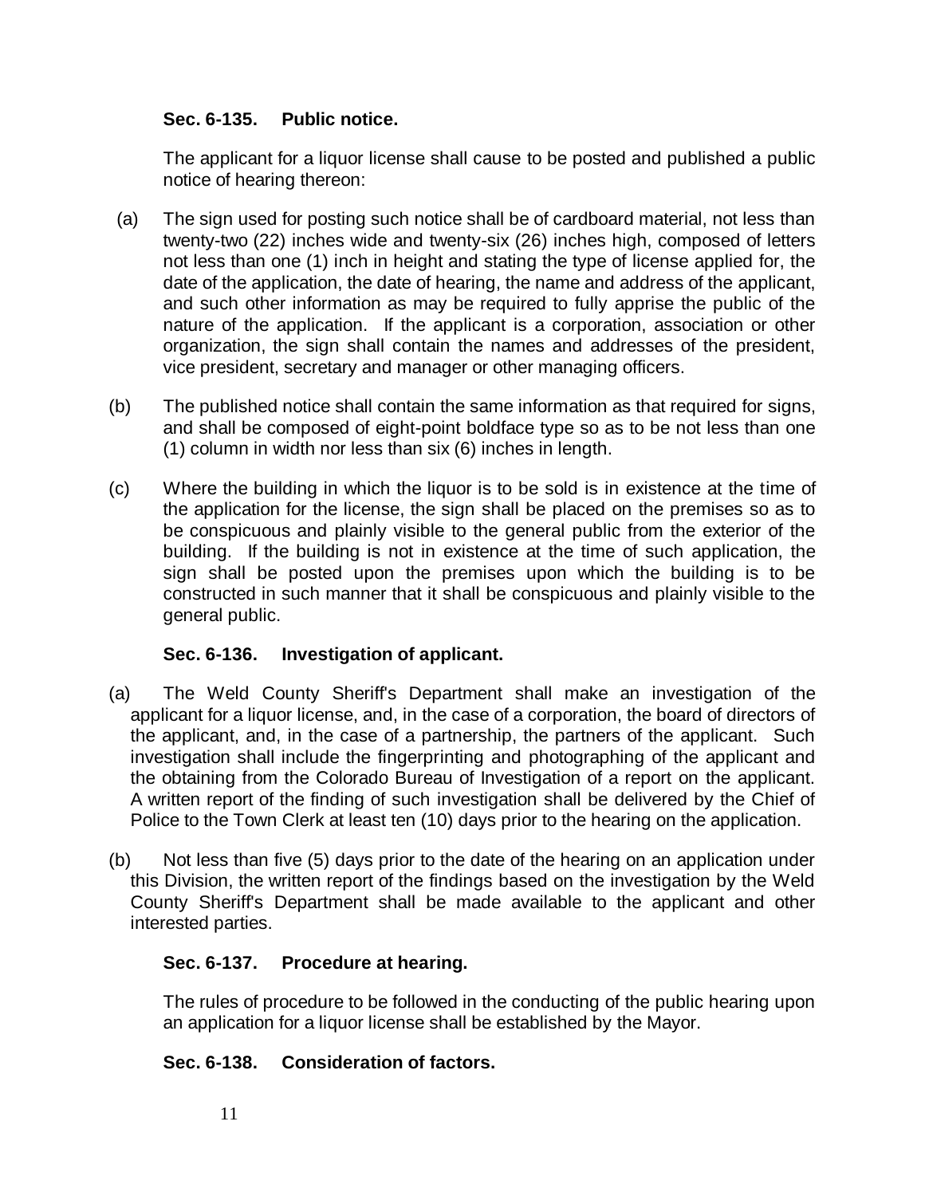**Sec. 6-135. Public notice.**

The applicant for a liquor license shall cause to be posted and published a public notice of hearing thereon:

(a) The sign used for posting such notice shall be of cardboard material, not less than twenty-two (22) inches wide and twenty-six (26) inches high, composed of letters not less than one (1) inch in height and stating the type of license applied for, the date of the application, the date of hearing, the name and address of the applicant, and such other information as may be required to fully apprise the public of the nature of the application. If the applicant is a corporation, association or other organization, the sign shall contain the names and addresses of the president, vice president, secretary and manager or other managing officers.

(b) The published notice shall contain the same information as that required for signs, and shall be composed of eight-point boldface type so as to be not less than one (1) column in width nor less than six (6) inches in length.

(c) Where the building in which the liquor is to be sold is in existence at the time of the application for the license, the sign shall be placed on the premises so as to be conspicuous and plainly visible to the general public from the exterior of the building. If the building is not in existence at the time of such application, the sign shall be posted upon the premises upon which the building is to be constructed in such manner that it shall be conspicuous and plainly visible to the general public.

**Sec. 6-136. Investigation of applicant.**

(a) The Weld County Sheriff's Department shall make an investigation of the applicant for a liquor license, and, in the case of a corporation, the board of directors of the applicant, and, in the case of a partnership, the partners of the applicant. Such investigation shall include the fingerprinting and photographing of the applicant and the obtaining from the Colorado Bureau of Investigation of a report on the applicant. A written report of the finding of such investigation shall be delivered by the Chief of Police to the Town Clerk at least ten (10) days prior to the hearing on the application.

(b) Not less than five (5) days prior to the date of the hearing on an application under this Division, the written report of the findings based on the investigation by the Weld County Sheriff's Department shall be made available to the applicant and other interested parties.

**Sec. 6-137. Procedure at hearing.**

The rules of procedure to be followed in the conducting of the public hearing upon an application for a liquor license shall be established by the Mayor.

**Sec. 6-138. Consideration of factors.**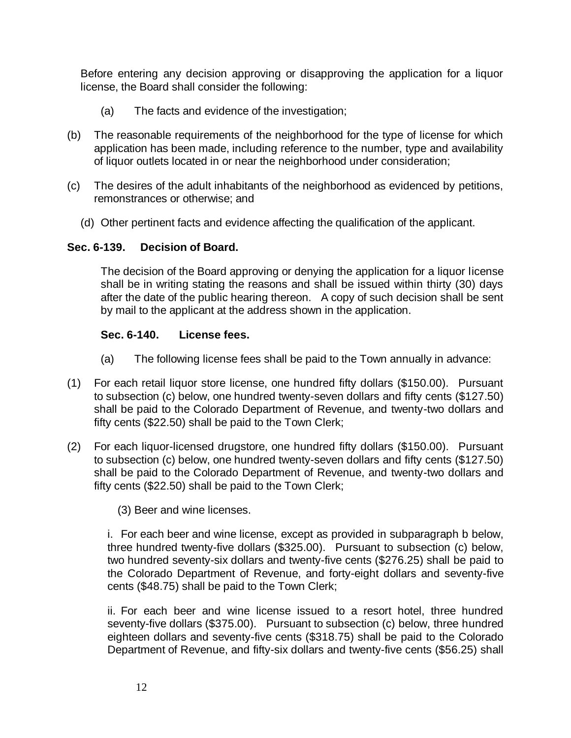Before entering any decision approving or disapproving the application for a liquor license, the Board shall consider the following:

(a) The facts and evidence of the investigation;

(b) The reasonable requirements of the neighborhood for the type of license for which application has been made, including reference to the number, type and availability of liquor outlets located in or near the neighborhood under consideration;

(c) The desires of the adult inhabitants of the neighborhood as evidenced by petitions, remonstrances or otherwise; and

(d) Other pertinent facts and evidence affecting the qualification of the applicant.

**Sec. 6-139. Decision of Board.**

The decision of the Board approving or denying the application for a liquor license shall be in writing stating the reasons and shall be issued within thirty (30) days after the date of the public hearing thereon. A copy of such decision shall be sent by mail to the applicant at the address shown in the application.

**Sec. 6-140. License fees.**

(a) The following license fees shall be paid to the Town annually in advance:

(1) For each retail liquor store license, one hundred fifty dollars ($150.00). Pursuant to subsection (c) below, one hundred twenty-seven dollars and fifty cents ($127.50) shall be paid to the Colorado Department of Revenue, and twenty-two dollars and fifty cents ($22.50) shall be paid to the Town Clerk;

(2) For each liquor-licensed drugstore, one hundred fifty dollars ($150.00). Pursuant to subsection (c) below, one hundred twenty-seven dollars and fifty cents ($127.50) shall be paid to the Colorado Department of Revenue, and twenty-two dollars and fifty cents ($22.50) shall be paid to the Town Clerk;

(3) Beer and wine licenses.

i. For each beer and wine license, except as provided in subparagraph b below, three hundred twenty-five dollars ($325.00). Pursuant to subsection (c) below, two hundred seventy-six dollars and twenty-five cents ($276.25) shall be paid to the Colorado Department of Revenue, and forty-eight dollars and seventy-five cents ($48.75) shall be paid to the Town Clerk;

ii. For each beer and wine license issued to a resort hotel, three hundred seventy-five dollars ($375.00). Pursuant to subsection (c) below, three hundred eighteen dollars and seventy-five cents ($318.75) shall be paid to the Colorado Department of Revenue, and fifty-six dollars and twenty-five cents ($56.25) shall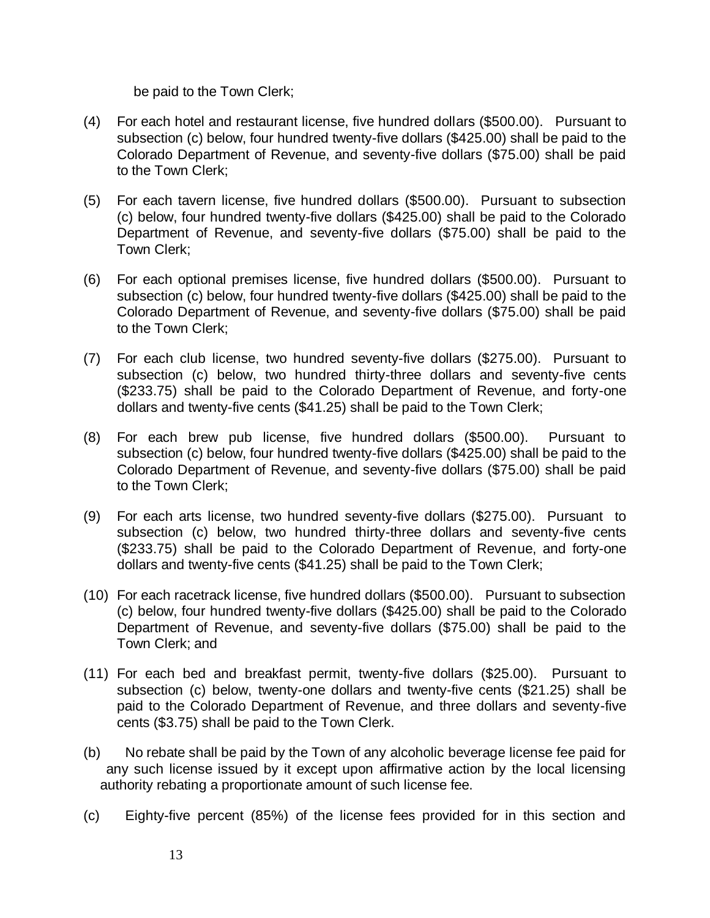be paid to the Town Clerk;

(4) For each hotel and restaurant license, five hundred dollars ($500.00). Pursuant to subsection (c) below, four hundred twenty-five dollars ($425.00) shall be paid to the Colorado Department of Revenue, and seventy-five dollars ($75.00) shall be paid to the Town Clerk;

(5) For each tavern license, five hundred dollars ($500.00). Pursuant to subsection (c) below, four hundred twenty-five dollars ($425.00) shall be paid to the Colorado Department of Revenue, and seventy-five dollars ($75.00) shall be paid to the Town Clerk;

(6) For each optional premises license, five hundred dollars ($500.00). Pursuant to subsection (c) below, four hundred twenty-five dollars ($425.00) shall be paid to the Colorado Department of Revenue, and seventy-five dollars ($75.00) shall be paid to the Town Clerk;

(7) For each club license, two hundred seventy-five dollars ($275.00). Pursuant to subsection (c) below, two hundred thirty-three dollars and seventy-five cents ($233.75) shall be paid to the Colorado Department of Revenue, and forty-one dollars and twenty-five cents ($41.25) shall be paid to the Town Clerk;

(8) For each brew pub license, five hundred dollars ($500.00). Pursuant to subsection (c) below, four hundred twenty-five dollars ($425.00) shall be paid to the Colorado Department of Revenue, and seventy-five dollars ($75.00) shall be paid to the Town Clerk;

(9) For each arts license, two hundred seventy-five dollars ($275.00). Pursuant to subsection (c) below, two hundred thirty-three dollars and seventy-five cents ($233.75) shall be paid to the Colorado Department of Revenue, and forty-one dollars and twenty-five cents ($41.25) shall be paid to the Town Clerk;

(10) For each racetrack license, five hundred dollars ($500.00). Pursuant to subsection (c) below, four hundred twenty-five dollars ($425.00) shall be paid to the Colorado Department of Revenue, and seventy-five dollars ($75.00) shall be paid to the Town Clerk; and

(11) For each bed and breakfast permit, twenty-five dollars ($25.00). Pursuant to subsection (c) below, twenty-one dollars and twenty-five cents ($21.25) shall be paid to the Colorado Department of Revenue, and three dollars and seventy-five cents ($3.75) shall be paid to the Town Clerk.

(b) No rebate shall be paid by the Town of any alcoholic beverage license fee paid for any such license issued by it except upon affirmative action by the local licensing authority rebating a proportionate amount of such license fee.

(c) Eighty-five percent (85%) of the license fees provided for in this section and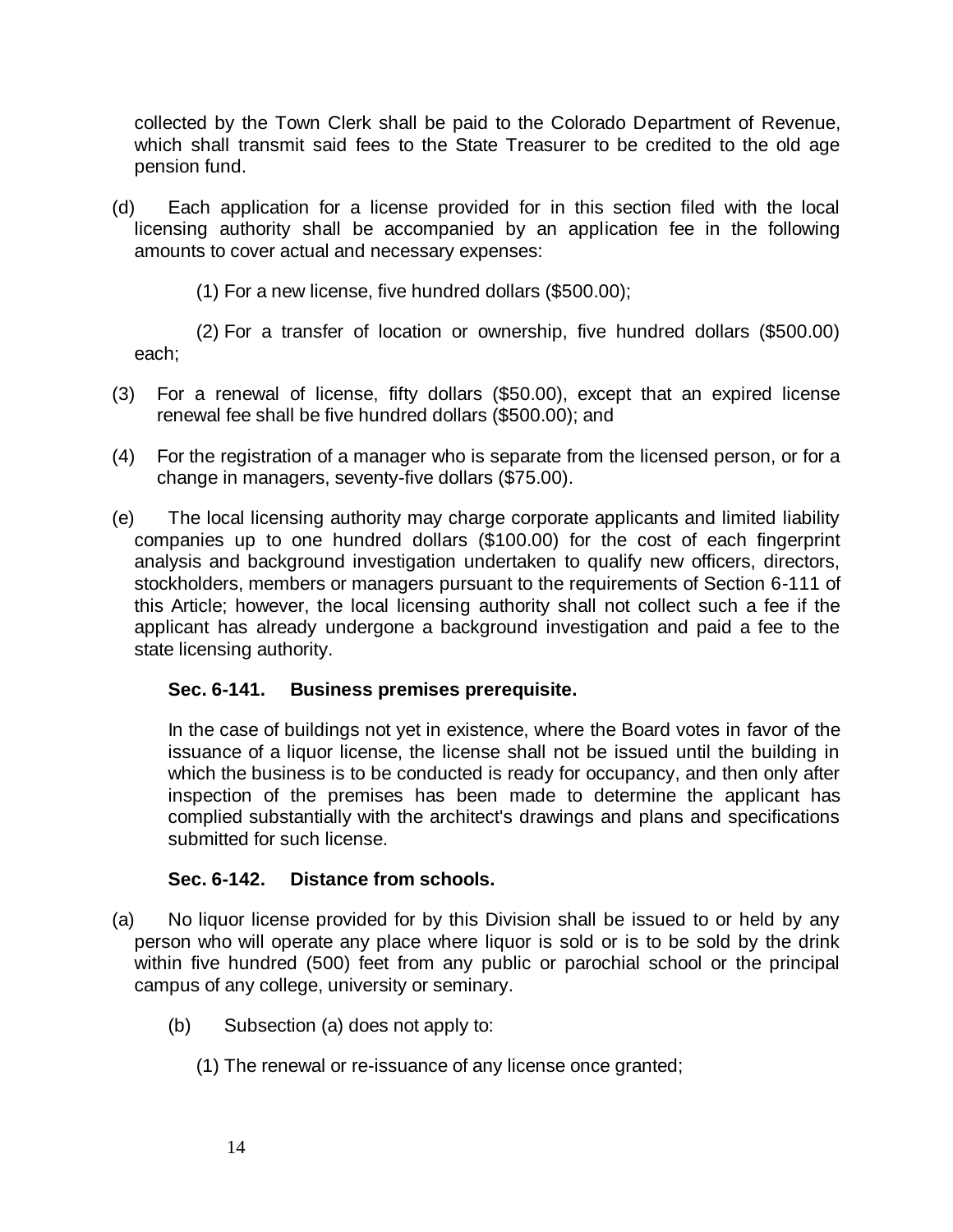collected by the Town Clerk shall be paid to the Colorado Department of Revenue, which shall transmit said fees to the State Treasurer to be credited to the old age pension fund.

(d) Each application for a license provided for in this section filed with the local licensing authority shall be accompanied by an application fee in the following amounts to cover actual and necessary expenses:

(1) For a new license, five hundred dollars ($500.00);

(2) For a transfer of location or ownership, five hundred dollars ($500.00) each;

(3) For a renewal of license, fifty dollars ($50.00), except that an expired license renewal fee shall be five hundred dollars ($500.00); and

(4) For the registration of a manager who is separate from the licensed person, or for a change in managers, seventy-five dollars ($75.00).

(e) The local licensing authority may charge corporate applicants and limited liability companies up to one hundred dollars ($100.00) for the cost of each fingerprint analysis and background investigation undertaken to qualify new officers, directors, stockholders, members or managers pursuant to the requirements of Section 6-111 of this Article; however, the local licensing authority shall not collect such a fee if the applicant has already undergone a background investigation and paid a fee to the state licensing authority.

**Sec. 6-141. Business premises prerequisite.**

In the case of buildings not yet in existence, where the Board votes in favor of the issuance of a liquor license, the license shall not be issued until the building in which the business is to be conducted is ready for occupancy, and then only after inspection of the premises has been made to determine the applicant has complied substantially with the architect's drawings and plans and specifications submitted for such license.

**Sec. 6-142. Distance from schools.**

(a) No liquor license provided for by this Division shall be issued to or held by any person who will operate any place where liquor is sold or is to be sold by the drink within five hundred (500) feet from any public or parochial school or the principal campus of any college, university or seminary.

(b) Subsection (a) does not apply to:

(1) The renewal or re-issuance of any license once granted;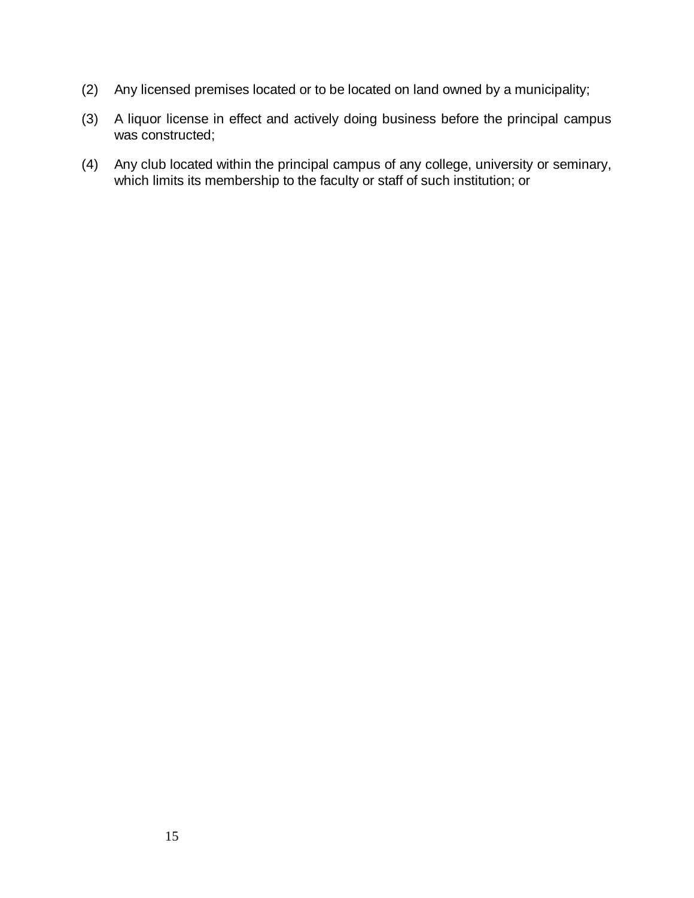(2) Any licensed premises located or to be located on land owned by a municipality;

(3) A liquor license in effect and actively doing business before the principal campus was constructed;

(4) Any club located within the principal campus of any college, university or seminary, which limits its membership to the faculty or staff of such institution; or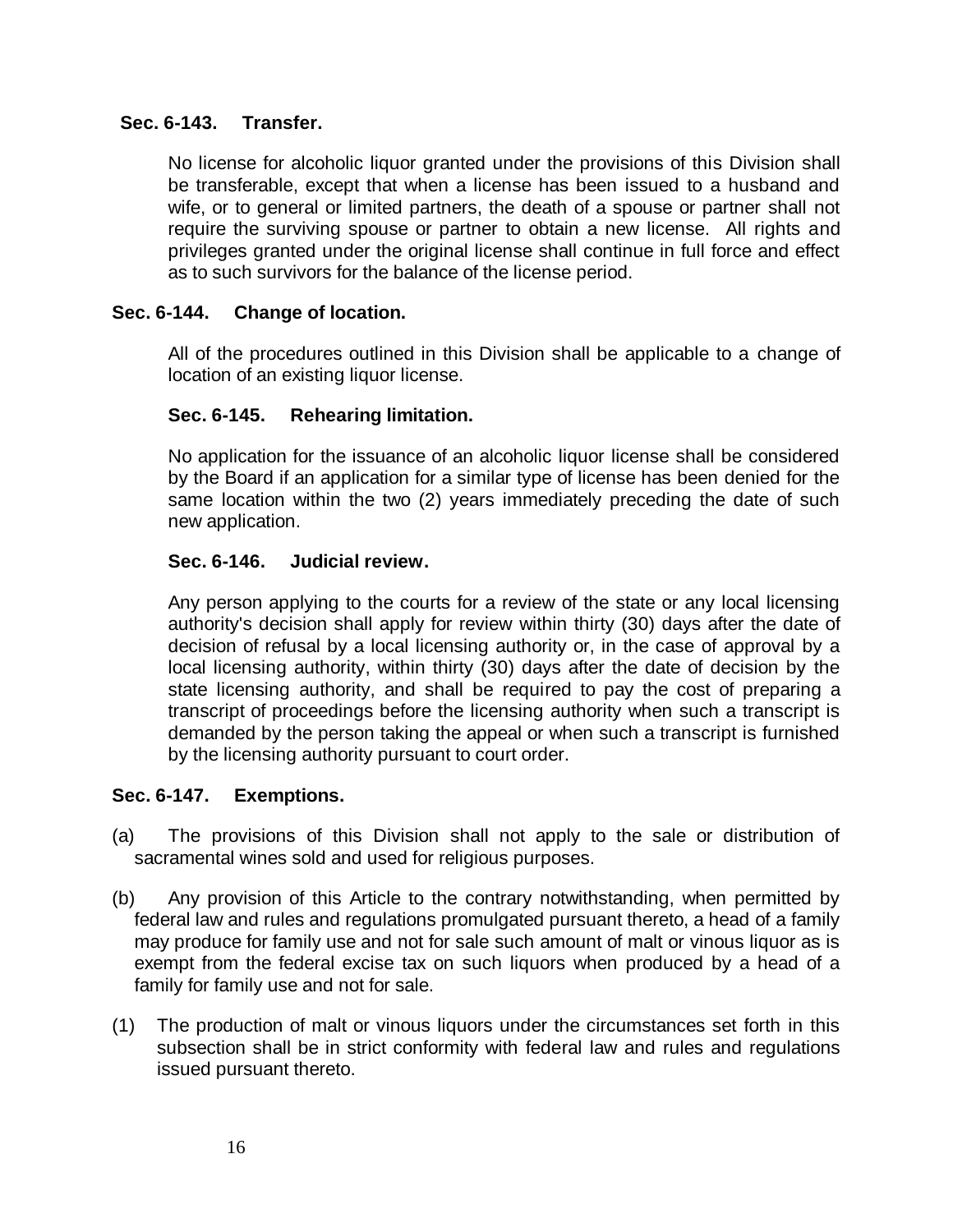**Sec. 6-143. Transfer.**

No license for alcoholic liquor granted under the provisions of this Division shall be transferable, except that when a license has been issued to a husband and wife, or to general or limited partners, the death of a spouse or partner shall not require the surviving spouse or partner to obtain a new license. All rights and privileges granted under the original license shall continue in full force and effect as to such survivors for the balance of the license period.

**Sec. 6-144. Change of location.**

All of the procedures outlined in this Division shall be applicable to a change of location of an existing liquor license.

**Sec. 6-145. Rehearing limitation.**

No application for the issuance of an alcoholic liquor license shall be considered by the Board if an application for a similar type of license has been denied for the same location within the two (2) years immediately preceding the date of such new application.

**Sec. 6-146. Judicial review.**

Any person applying to the courts for a review of the state or any local licensing authority's decision shall apply for review within thirty (30) days after the date of decision of refusal by a local licensing authority or, in the case of approval by a local licensing authority, within thirty (30) days after the date of decision by the state licensing authority, and shall be required to pay the cost of preparing a transcript of proceedings before the licensing authority when such a transcript is demanded by the person taking the appeal or when such a transcript is furnished by the licensing authority pursuant to court order.

**Sec. 6-147. Exemptions.**

(a) The provisions of this Division shall not apply to the sale or distribution of sacramental wines sold and used for religious purposes.

(b) Any provision of this Article to the contrary notwithstanding, when permitted by federal law and rules and regulations promulgated pursuant thereto, a head of a family may produce for family use and not for sale such amount of malt or vinous liquor as is exempt from the federal excise tax on such liquors when produced by a head of a family for family use and not for sale.

(1) The production of malt or vinous liquors under the circumstances set forth in this subsection shall be in strict conformity with federal law and rules and regulations issued pursuant thereto.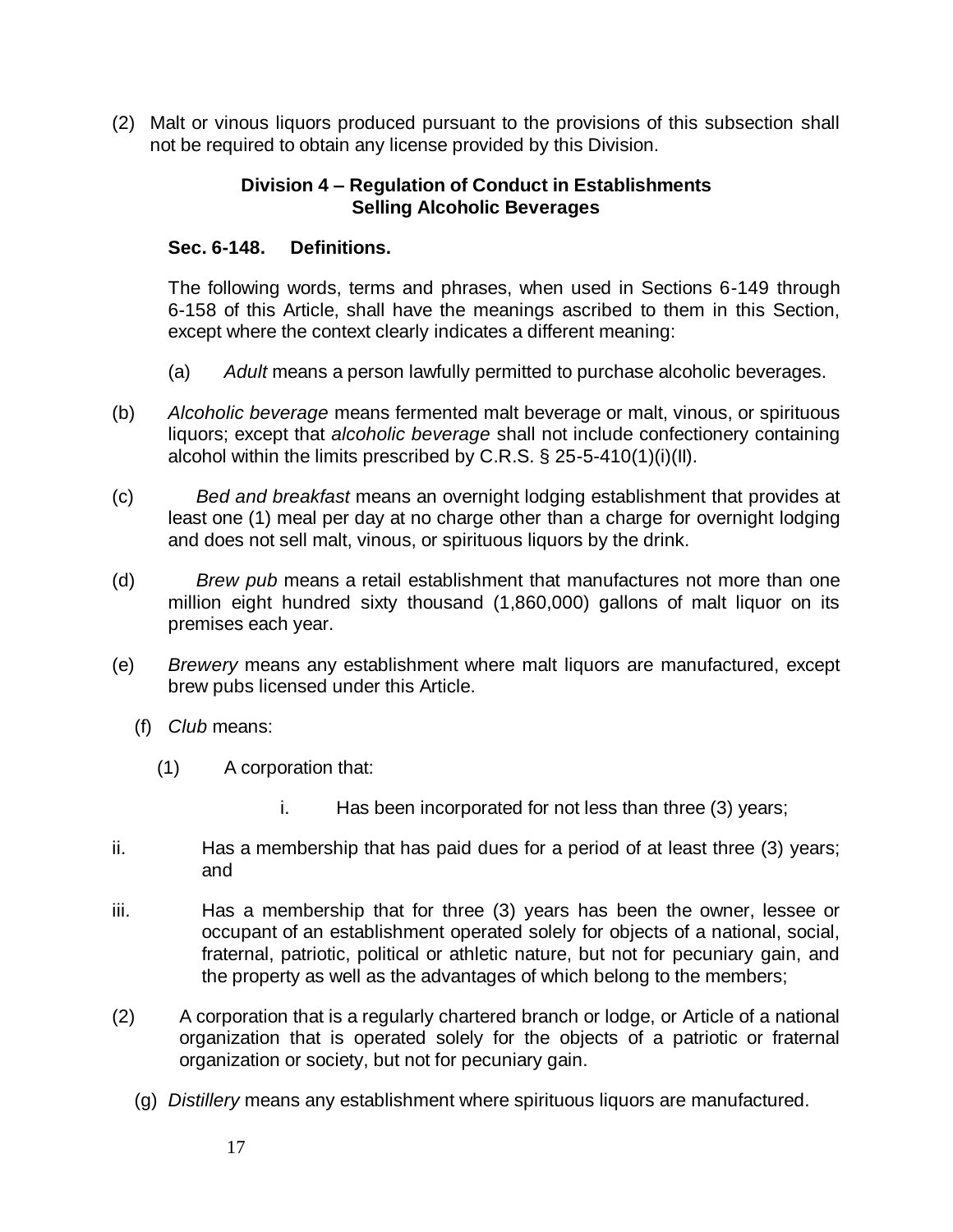(2) Malt or vinous liquors produced pursuant to the provisions of this subsection shall not be required to obtain any license provided by this Division.

## Division 4 – Regulation of Conduct in Establishments Selling Alcoholic Beverages

### Sec. 6-148. Definitions.

The following words, terms and phrases, when used in Sections 6-149 through 6-158 of this Article, shall have the meanings ascribed to them in this Section, except where the context clearly indicates a different meaning:

(a) *Adult* means a person lawfully permitted to purchase alcoholic beverages.

(b) *Alcoholic beverage* means fermented malt beverage or malt, vinous, or spirituous liquors; except that *alcoholic beverage* shall not include confectionery containing alcohol within the limits prescribed by C.R.S. § 25-5-410(1)(i)(II).

(c) *Bed and breakfast* means an overnight lodging establishment that provides at least one (1) meal per day at no charge other than a charge for overnight lodging and does not sell malt, vinous, or spirituous liquors by the drink.

(d) *Brew pub* means a retail establishment that manufactures not more than one million eight hundred sixty thousand (1,860,000) gallons of malt liquor on its premises each year.

(e) *Brewery* means any establishment where malt liquors are manufactured, except brew pubs licensed under this Article.

(f) *Club* means:

(1) A corporation that:

i. Has been incorporated for not less than three (3) years;

ii. Has a membership that has paid dues for a period of at least three (3) years; and

iii. Has a membership that for three (3) years has been the owner, lessee or occupant of an establishment operated solely for objects of a national, social, fraternal, patriotic, political or athletic nature, but not for pecuniary gain, and the property as well as the advantages of which belong to the members;

(2) A corporation that is a regularly chartered branch or lodge, or Article of a national organization that is operated solely for the objects of a patriotic or fraternal organization or society, but not for pecuniary gain.

(g) *Distillery* means any establishment where spirituous liquors are manufactured.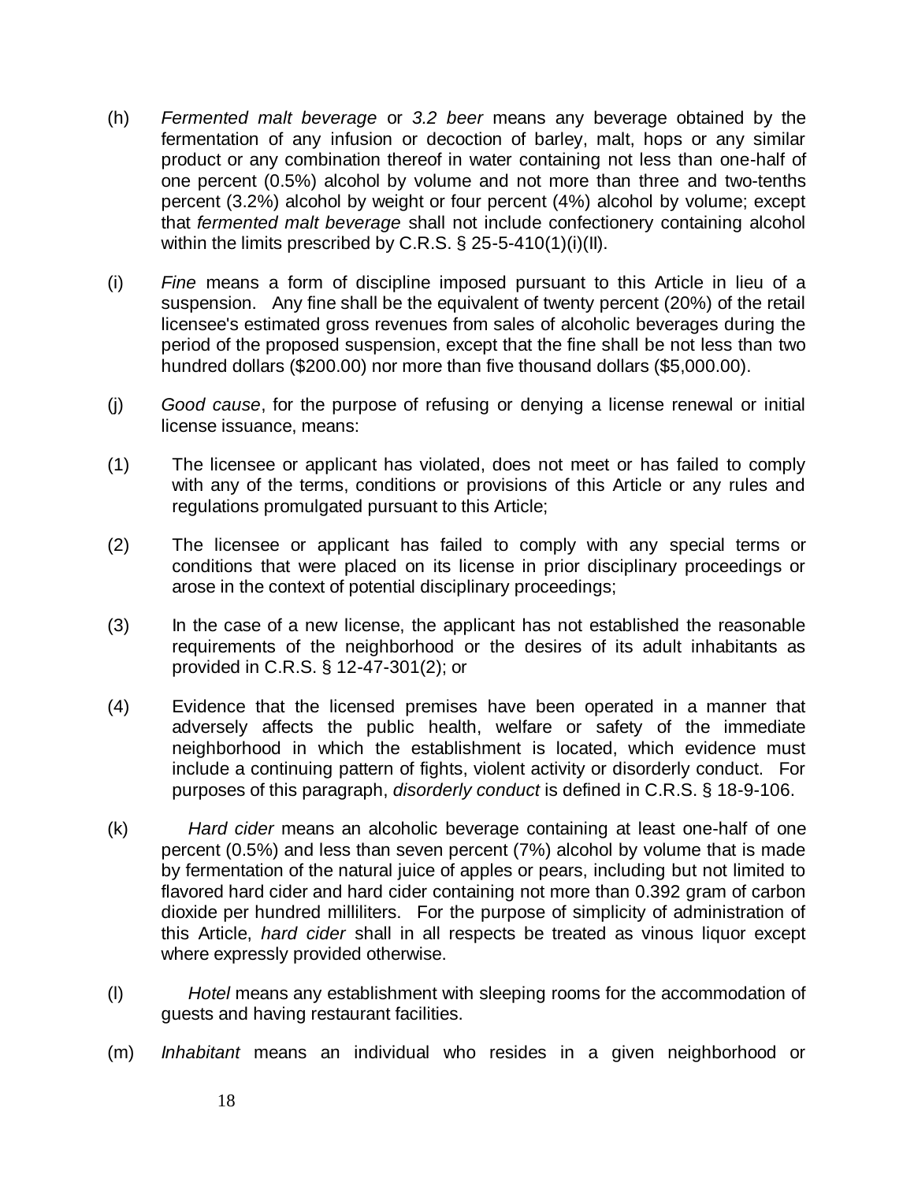(h) *Fermented malt beverage* or *3.2 beer* means any beverage obtained by the fermentation of any infusion or decoction of barley, malt, hops or any similar product or any combination thereof in water containing not less than one-half of one percent (0.5%) alcohol by volume and not more than three and two-tenths percent (3.2%) alcohol by weight or four percent (4%) alcohol by volume; except that *fermented malt beverage* shall not include confectionery containing alcohol within the limits prescribed by C.R.S. § 25-5-410(1)(i)(II).

(i) *Fine* means a form of discipline imposed pursuant to this Article in lieu of a suspension. Any fine shall be the equivalent of twenty percent (20%) of the retail licensee's estimated gross revenues from sales of alcoholic beverages during the period of the proposed suspension, except that the fine shall be not less than two hundred dollars ($200.00) nor more than five thousand dollars ($5,000.00).

(j) *Good cause*, for the purpose of refusing or denying a license renewal or initial license issuance, means:

(1) The licensee or applicant has violated, does not meet or has failed to comply with any of the terms, conditions or provisions of this Article or any rules and regulations promulgated pursuant to this Article;

(2) The licensee or applicant has failed to comply with any special terms or conditions that were placed on its license in prior disciplinary proceedings or arose in the context of potential disciplinary proceedings;

(3) In the case of a new license, the applicant has not established the reasonable requirements of the neighborhood or the desires of its adult inhabitants as provided in C.R.S. § 12-47-301(2); or

(4) Evidence that the licensed premises have been operated in a manner that adversely affects the public health, welfare or safety of the immediate neighborhood in which the establishment is located, which evidence must include a continuing pattern of fights, violent activity or disorderly conduct. For purposes of this paragraph, *disorderly conduct* is defined in C.R.S. § 18-9-106.

(k) *Hard cider* means an alcoholic beverage containing at least one-half of one percent (0.5%) and less than seven percent (7%) alcohol by volume that is made by fermentation of the natural juice of apples or pears, including but not limited to flavored hard cider and hard cider containing not more than 0.392 gram of carbon dioxide per hundred milliliters. For the purpose of simplicity of administration of this Article, *hard cider* shall in all respects be treated as vinous liquor except where expressly provided otherwise.

(l) *Hotel* means any establishment with sleeping rooms for the accommodation of guests and having restaurant facilities.

(m) *Inhabitant* means an individual who resides in a given neighborhood or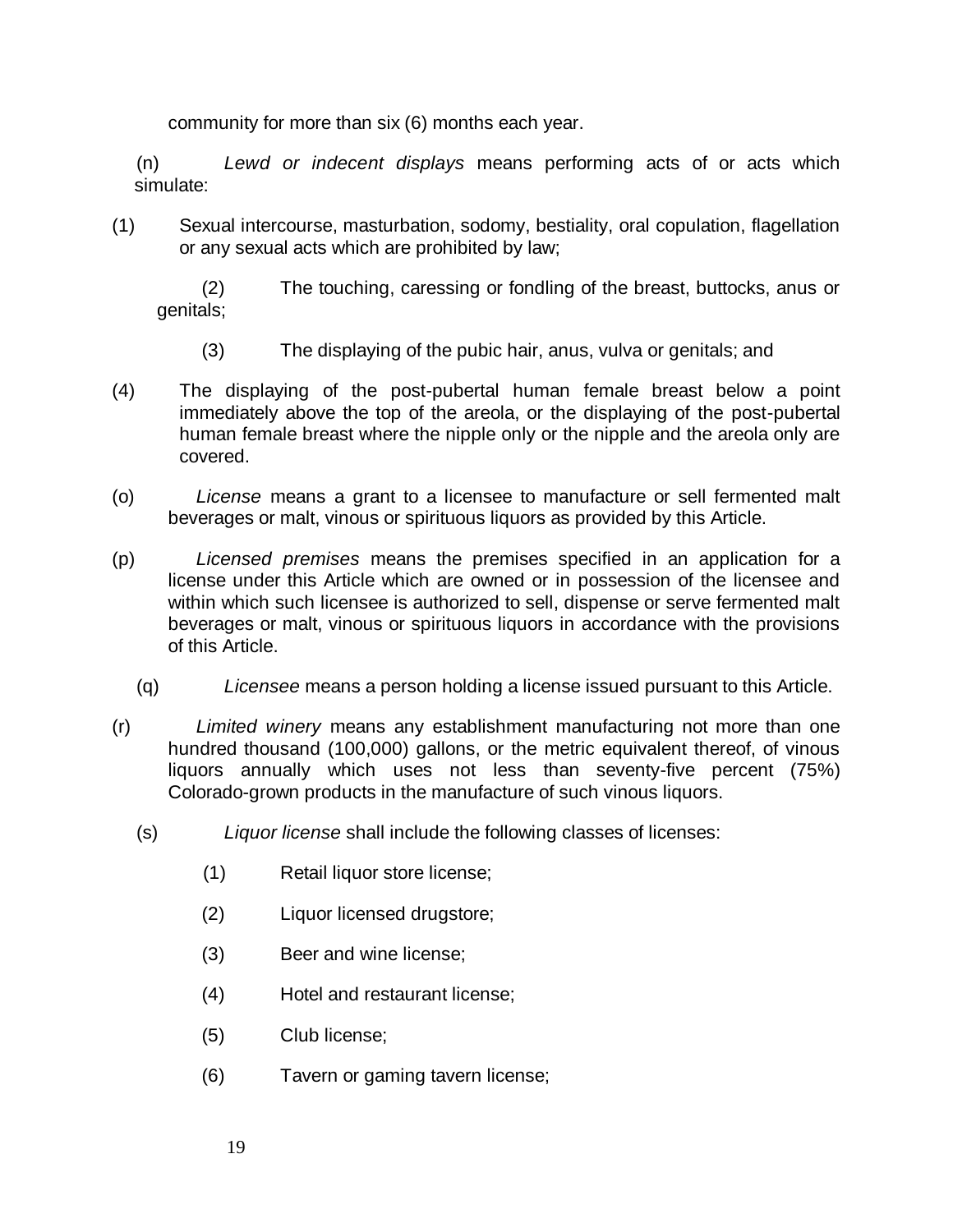community for more than six (6) months each year.

(n) *Lewd or indecent displays* means performing acts of or acts which simulate:

(1) Sexual intercourse, masturbation, sodomy, bestiality, oral copulation, flagellation or any sexual acts which are prohibited by law;

(2) The touching, caressing or fondling of the breast, buttocks, anus or genitals;

(3) The displaying of the pubic hair, anus, vulva or genitals; and

(4) The displaying of the post-pubertal human female breast below a point immediately above the top of the areola, or the displaying of the post-pubertal human female breast where the nipple only or the nipple and the areola only are covered.

(o) *License* means a grant to a licensee to manufacture or sell fermented malt beverages or malt, vinous or spirituous liquors as provided by this Article.

(p) *Licensed premises* means the premises specified in an application for a license under this Article which are owned or in possession of the licensee and within which such licensee is authorized to sell, dispense or serve fermented malt beverages or malt, vinous or spirituous liquors in accordance with the provisions of this Article.

(q) *Licensee* means a person holding a license issued pursuant to this Article.

(r) *Limited winery* means any establishment manufacturing not more than one hundred thousand (100,000) gallons, or the metric equivalent thereof, of vinous liquors annually which uses not less than seventy-five percent (75%) Colorado-grown products in the manufacture of such vinous liquors.

(s) *Liquor license* shall include the following classes of licenses:

(1) Retail liquor store license;

(2) Liquor licensed drugstore;

(3) Beer and wine license;

(4) Hotel and restaurant license;

(5) Club license;

(6) Tavern or gaming tavern license;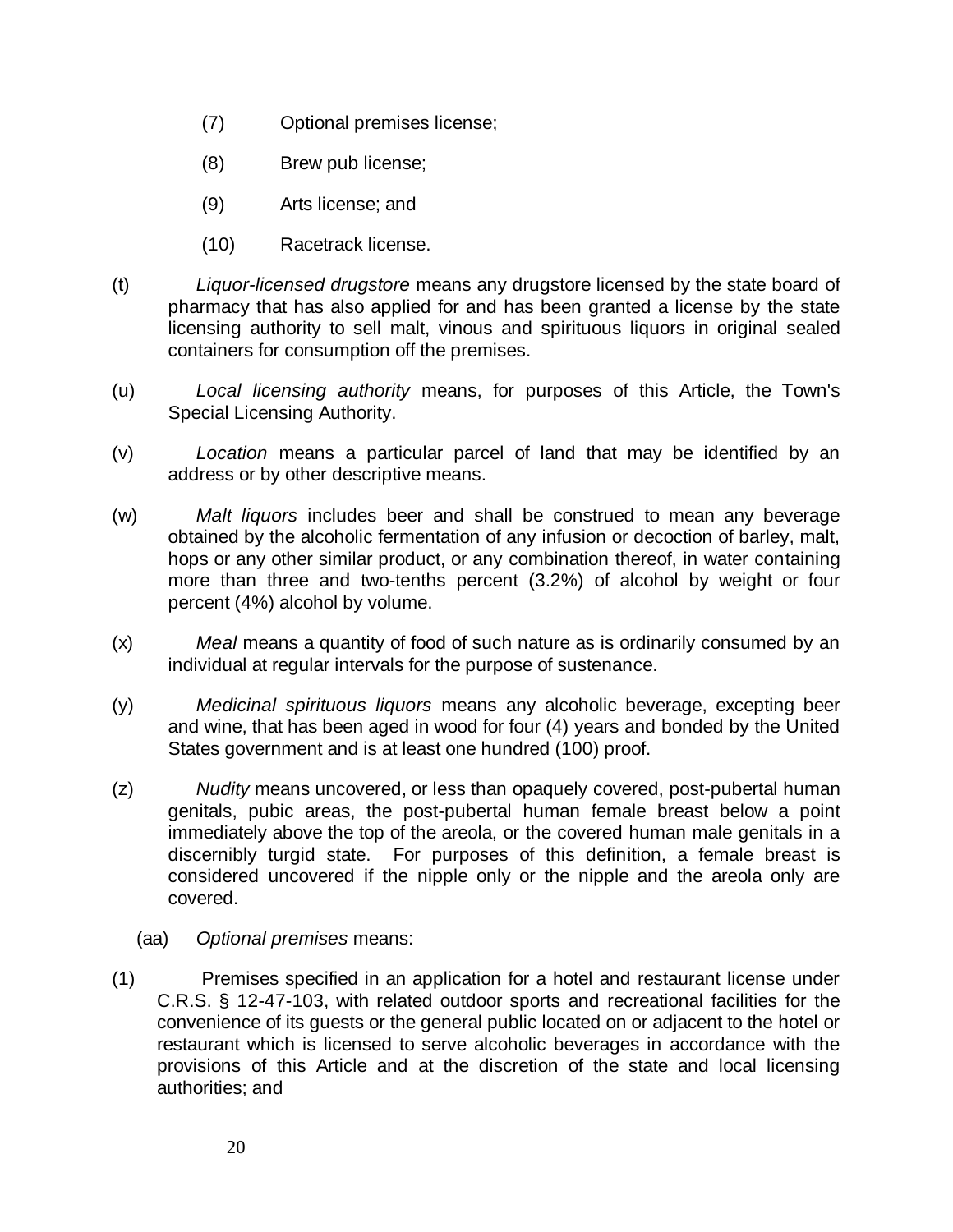(7) Optional premises license;

(8) Brew pub license;

(9) Arts license; and

(10) Racetrack license.

(t) *Liquor-licensed drugstore* means any drugstore licensed by the state board of pharmacy that has also applied for and has been granted a license by the state licensing authority to sell malt, vinous and spirituous liquors in original sealed containers for consumption off the premises.

(u) *Local licensing authority* means, for purposes of this Article, the Town's Special Licensing Authority.

(v) *Location* means a particular parcel of land that may be identified by an address or by other descriptive means.

(w) *Malt liquors* includes beer and shall be construed to mean any beverage obtained by the alcoholic fermentation of any infusion or decoction of barley, malt, hops or any other similar product, or any combination thereof, in water containing more than three and two-tenths percent (3.2%) of alcohol by weight or four percent (4%) alcohol by volume.

(x) *Meal* means a quantity of food of such nature as is ordinarily consumed by an individual at regular intervals for the purpose of sustenance.

(y) *Medicinal spirituous liquors* means any alcoholic beverage, excepting beer and wine, that has been aged in wood for four (4) years and bonded by the United States government and is at least one hundred (100) proof.

(z) *Nudity* means uncovered, or less than opaquely covered, post-pubertal human genitals, pubic areas, the post-pubertal human female breast below a point immediately above the top of the areola, or the covered human male genitals in a discernibly turgid state. For purposes of this definition, a female breast is considered uncovered if the nipple only or the nipple and the areola only are covered.

(aa) *Optional premises* means:

(1) Premises specified in an application for a hotel and restaurant license under C.R.S. § 12-47-103, with related outdoor sports and recreational facilities for the convenience of its guests or the general public located on or adjacent to the hotel or restaurant which is licensed to serve alcoholic beverages in accordance with the provisions of this Article and at the discretion of the state and local licensing authorities; and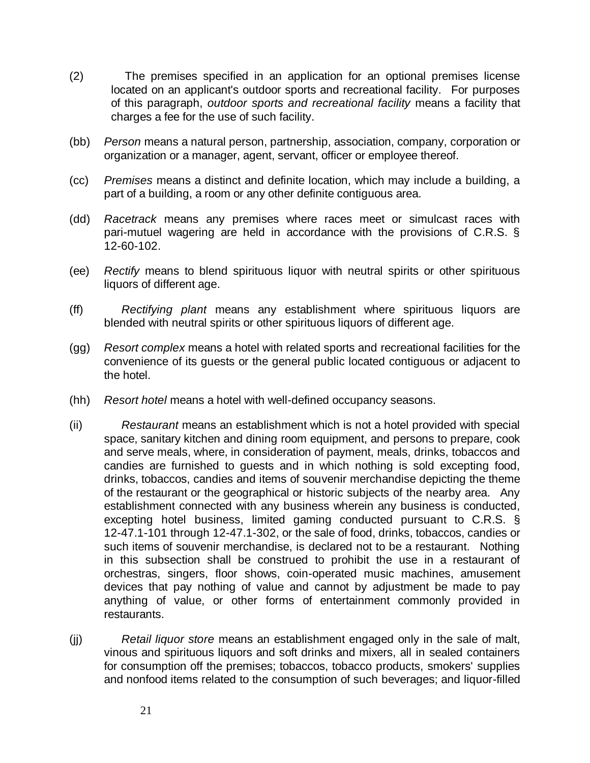(2) The premises specified in an application for an optional premises license located on an applicant's outdoor sports and recreational facility. For purposes of this paragraph, *outdoor sports and recreational facility* means a facility that charges a fee for the use of such facility.

(bb) *Person* means a natural person, partnership, association, company, corporation or organization or a manager, agent, servant, officer or employee thereof.

(cc) *Premises* means a distinct and definite location, which may include a building, a part of a building, a room or any other definite contiguous area.

(dd) *Racetrack* means any premises where races meet or simulcast races with pari-mutuel wagering are held in accordance with the provisions of C.R.S. § 12-60-102.

(ee) *Rectify* means to blend spirituous liquor with neutral spirits or other spirituous liquors of different age.

(ff) *Rectifying plant* means any establishment where spirituous liquors are blended with neutral spirits or other spirituous liquors of different age.

(gg) *Resort complex* means a hotel with related sports and recreational facilities for the convenience of its guests or the general public located contiguous or adjacent to the hotel.

(hh) *Resort hotel* means a hotel with well-defined occupancy seasons.

(ii) *Restaurant* means an establishment which is not a hotel provided with special space, sanitary kitchen and dining room equipment, and persons to prepare, cook and serve meals, where, in consideration of payment, meals, drinks, tobaccos and candies are furnished to guests and in which nothing is sold excepting food, drinks, tobaccos, candies and items of souvenir merchandise depicting the theme of the restaurant or the geographical or historic subjects of the nearby area. Any establishment connected with any business wherein any business is conducted, excepting hotel business, limited gaming conducted pursuant to C.R.S. § 12-47.1-101 through 12-47.1-302, or the sale of food, drinks, tobaccos, candies or such items of souvenir merchandise, is declared not to be a restaurant. Nothing in this subsection shall be construed to prohibit the use in a restaurant of orchestras, singers, floor shows, coin-operated music machines, amusement devices that pay nothing of value and cannot by adjustment be made to pay anything of value, or other forms of entertainment commonly provided in restaurants.

(jj) *Retail liquor store* means an establishment engaged only in the sale of malt, vinous and spirituous liquors and soft drinks and mixers, all in sealed containers for consumption off the premises; tobaccos, tobacco products, smokers' supplies and nonfood items related to the consumption of such beverages; and liquor-filled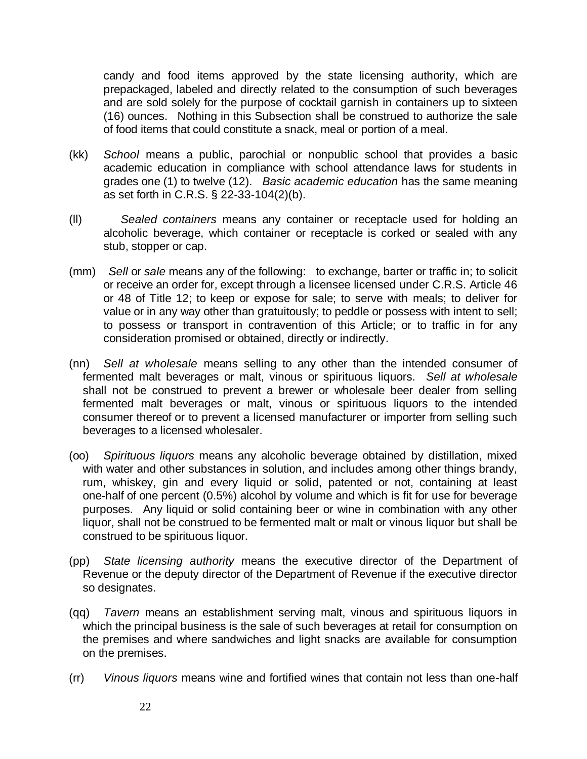candy and food items approved by the state licensing authority, which are prepackaged, labeled and directly related to the consumption of such beverages and are sold solely for the purpose of cocktail garnish in containers up to sixteen (16) ounces. Nothing in this Subsection shall be construed to authorize the sale of food items that could constitute a snack, meal or portion of a meal.

(kk) *School* means a public, parochial or nonpublic school that provides a basic academic education in compliance with school attendance laws for students in grades one (1) to twelve (12). *Basic academic education* has the same meaning as set forth in C.R.S. § 22-33-104(2)(b).

(ll) *Sealed containers* means any container or receptacle used for holding an alcoholic beverage, which container or receptacle is corked or sealed with any stub, stopper or cap.

(mm) *Sell* or *sale* means any of the following: to exchange, barter or traffic in; to solicit or receive an order for, except through a licensee licensed under C.R.S. Article 46 or 48 of Title 12; to keep or expose for sale; to serve with meals; to deliver for value or in any way other than gratuitously; to peddle or possess with intent to sell; to possess or transport in contravention of this Article; or to traffic in for any consideration promised or obtained, directly or indirectly.

(nn) *Sell at wholesale* means selling to any other than the intended consumer of fermented malt beverages or malt, vinous or spirituous liquors. *Sell at wholesale* shall not be construed to prevent a brewer or wholesale beer dealer from selling fermented malt beverages or malt, vinous or spirituous liquors to the intended consumer thereof or to prevent a licensed manufacturer or importer from selling such beverages to a licensed wholesaler.

(oo) *Spirituous liquors* means any alcoholic beverage obtained by distillation, mixed with water and other substances in solution, and includes among other things brandy, rum, whiskey, gin and every liquid or solid, patented or not, containing at least one-half of one percent (0.5%) alcohol by volume and which is fit for use for beverage purposes. Any liquid or solid containing beer or wine in combination with any other liquor, shall not be construed to be fermented malt or malt or vinous liquor but shall be construed to be spirituous liquor.

(pp) *State licensing authority* means the executive director of the Department of Revenue or the deputy director of the Department of Revenue if the executive director so designates.

(qq) *Tavern* means an establishment serving malt, vinous and spirituous liquors in which the principal business is the sale of such beverages at retail for consumption on the premises and where sandwiches and light snacks are available for consumption on the premises.

(rr) *Vinous liquors* means wine and fortified wines that contain not less than one-half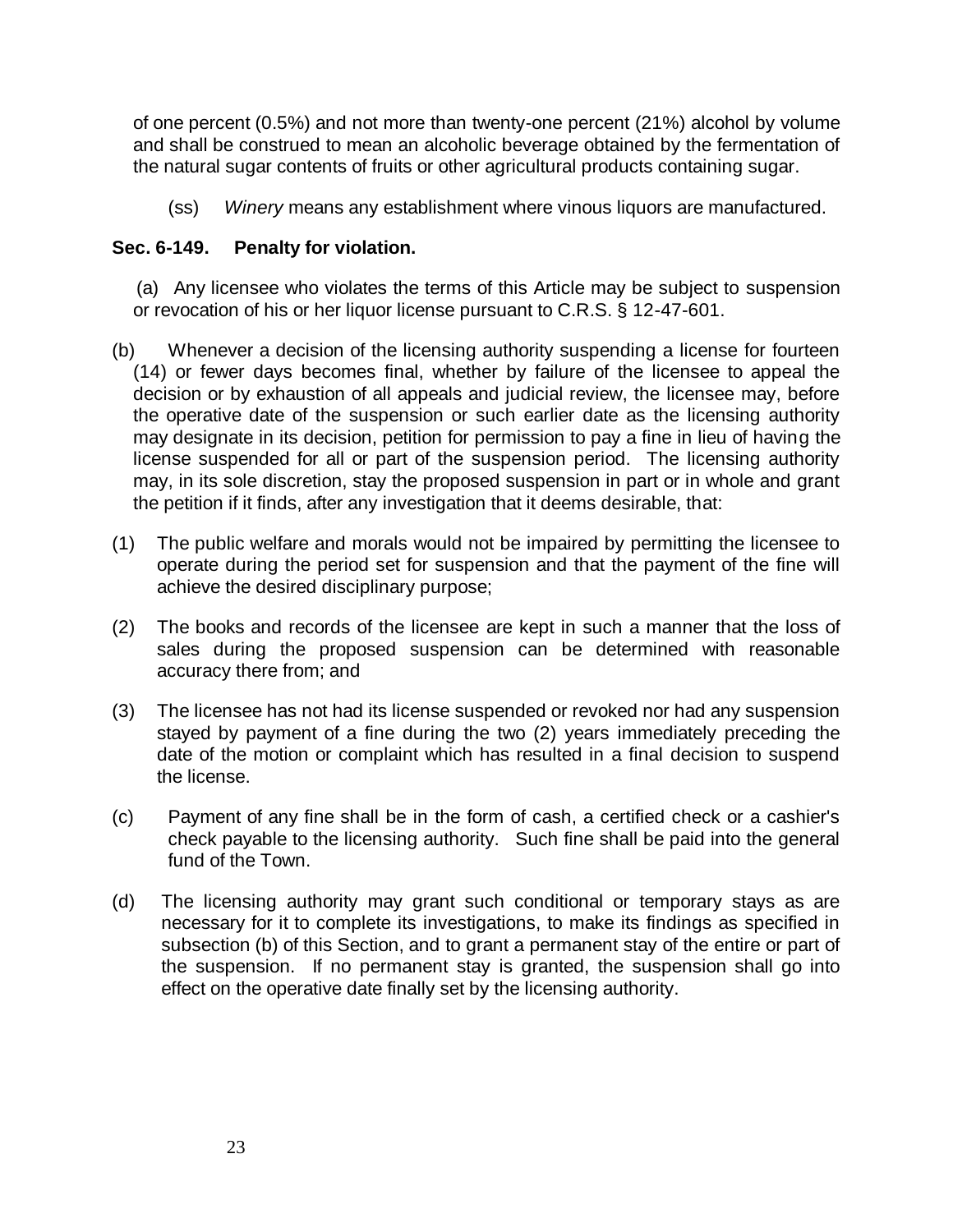of one percent (0.5%) and not more than twenty-one percent (21%) alcohol by volume and shall be construed to mean an alcoholic beverage obtained by the fermentation of the natural sugar contents of fruits or other agricultural products containing sugar.

(ss) *Winery* means any establishment where vinous liquors are manufactured.

**Sec. 6-149. Penalty for violation.**

(a) Any licensee who violates the terms of this Article may be subject to suspension or revocation of his or her liquor license pursuant to C.R.S. § 12-47-601.

(b) Whenever a decision of the licensing authority suspending a license for fourteen (14) or fewer days becomes final, whether by failure of the licensee to appeal the decision or by exhaustion of all appeals and judicial review, the licensee may, before the operative date of the suspension or such earlier date as the licensing authority may designate in its decision, petition for permission to pay a fine in lieu of having the license suspended for all or part of the suspension period. The licensing authority may, in its sole discretion, stay the proposed suspension in part or in whole and grant the petition if it finds, after any investigation that it deems desirable, that:

(1) The public welfare and morals would not be impaired by permitting the licensee to operate during the period set for suspension and that the payment of the fine will achieve the desired disciplinary purpose;

(2) The books and records of the licensee are kept in such a manner that the loss of sales during the proposed suspension can be determined with reasonable accuracy there from; and

(3) The licensee has not had its license suspended or revoked nor had any suspension stayed by payment of a fine during the two (2) years immediately preceding the date of the motion or complaint which has resulted in a final decision to suspend the license.

(c) Payment of any fine shall be in the form of cash, a certified check or a cashier's check payable to the licensing authority. Such fine shall be paid into the general fund of the Town.

(d) The licensing authority may grant such conditional or temporary stays as are necessary for it to complete its investigations, to make its findings as specified in subsection (b) of this Section, and to grant a permanent stay of the entire or part of the suspension. If no permanent stay is granted, the suspension shall go into effect on the operative date finally set by the licensing authority.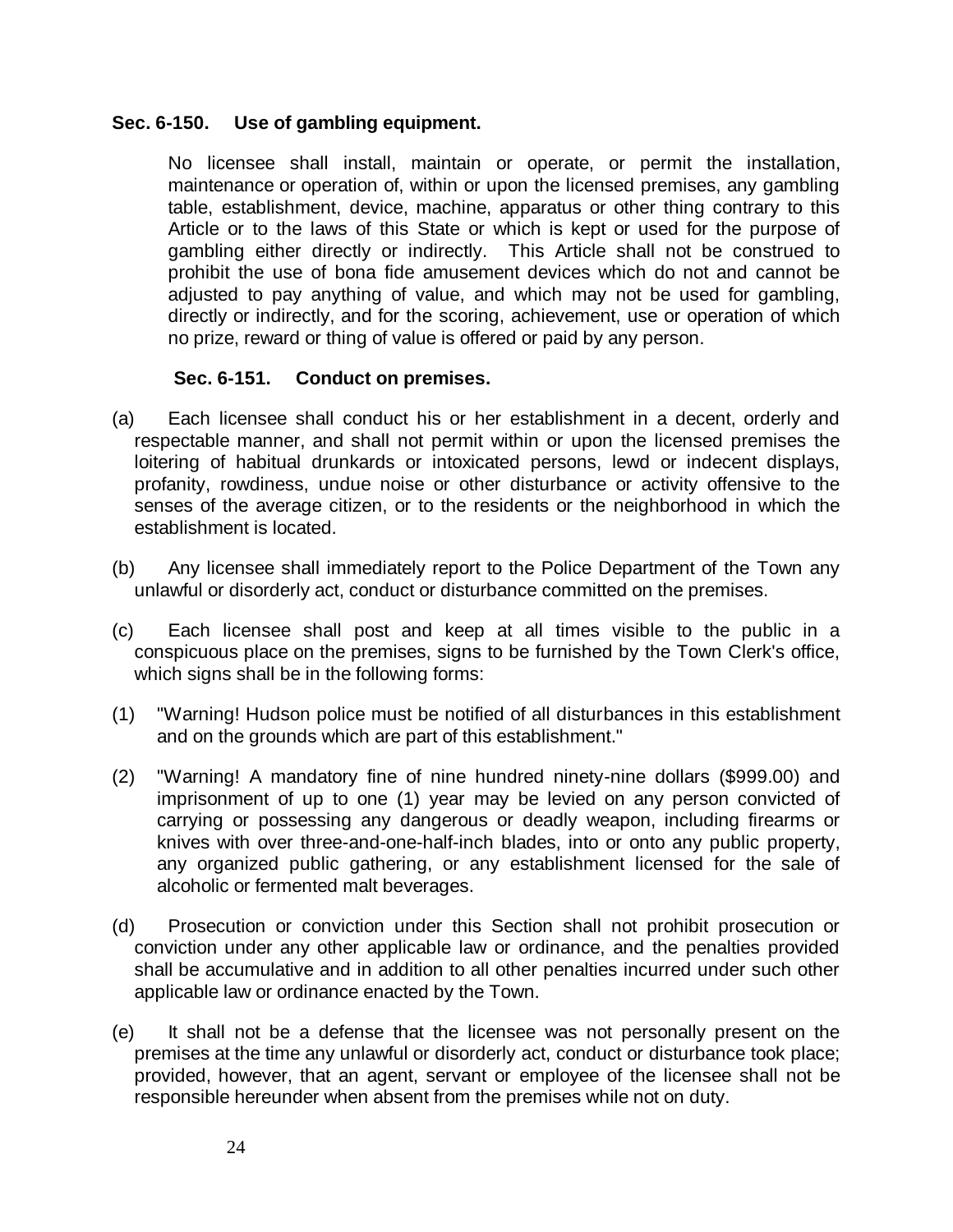### Sec. 6-150. Use of gambling equipment.

No licensee shall install, maintain or operate, or permit the installation, maintenance or operation of, within or upon the licensed premises, any gambling table, establishment, device, machine, apparatus or other thing contrary to this Article or to the laws of this State or which is kept or used for the purpose of gambling either directly or indirectly. This Article shall not be construed to prohibit the use of bona fide amusement devices which do not and cannot be adjusted to pay anything of value, and which may not be used for gambling, directly or indirectly, and for the scoring, achievement, use or operation of which no prize, reward or thing of value is offered or paid by any person.

### Sec. 6-151. Conduct on premises.

(a) Each licensee shall conduct his or her establishment in a decent, orderly and respectable manner, and shall not permit within or upon the licensed premises the loitering of habitual drunkards or intoxicated persons, lewd or indecent displays, profanity, rowdiness, undue noise or other disturbance or activity offensive to the senses of the average citizen, or to the residents or the neighborhood in which the establishment is located.

(b) Any licensee shall immediately report to the Police Department of the Town any unlawful or disorderly act, conduct or disturbance committed on the premises.

(c) Each licensee shall post and keep at all times visible to the public in a conspicuous place on the premises, signs to be furnished by the Town Clerk's office, which signs shall be in the following forms:

(1) "Warning! Hudson police must be notified of all disturbances in this establishment and on the grounds which are part of this establishment."

(2) "Warning! A mandatory fine of nine hundred ninety-nine dollars ($999.00) and imprisonment of up to one (1) year may be levied on any person convicted of carrying or possessing any dangerous or deadly weapon, including firearms or knives with over three-and-one-half-inch blades, into or onto any public property, any organized public gathering, or any establishment licensed for the sale of alcoholic or fermented malt beverages.

(d) Prosecution or conviction under this Section shall not prohibit prosecution or conviction under any other applicable law or ordinance, and the penalties provided shall be accumulative and in addition to all other penalties incurred under such other applicable law or ordinance enacted by the Town.

(e) It shall not be a defense that the licensee was not personally present on the premises at the time any unlawful or disorderly act, conduct or disturbance took place; provided, however, that an agent, servant or employee of the licensee shall not be responsible hereunder when absent from the premises while not on duty.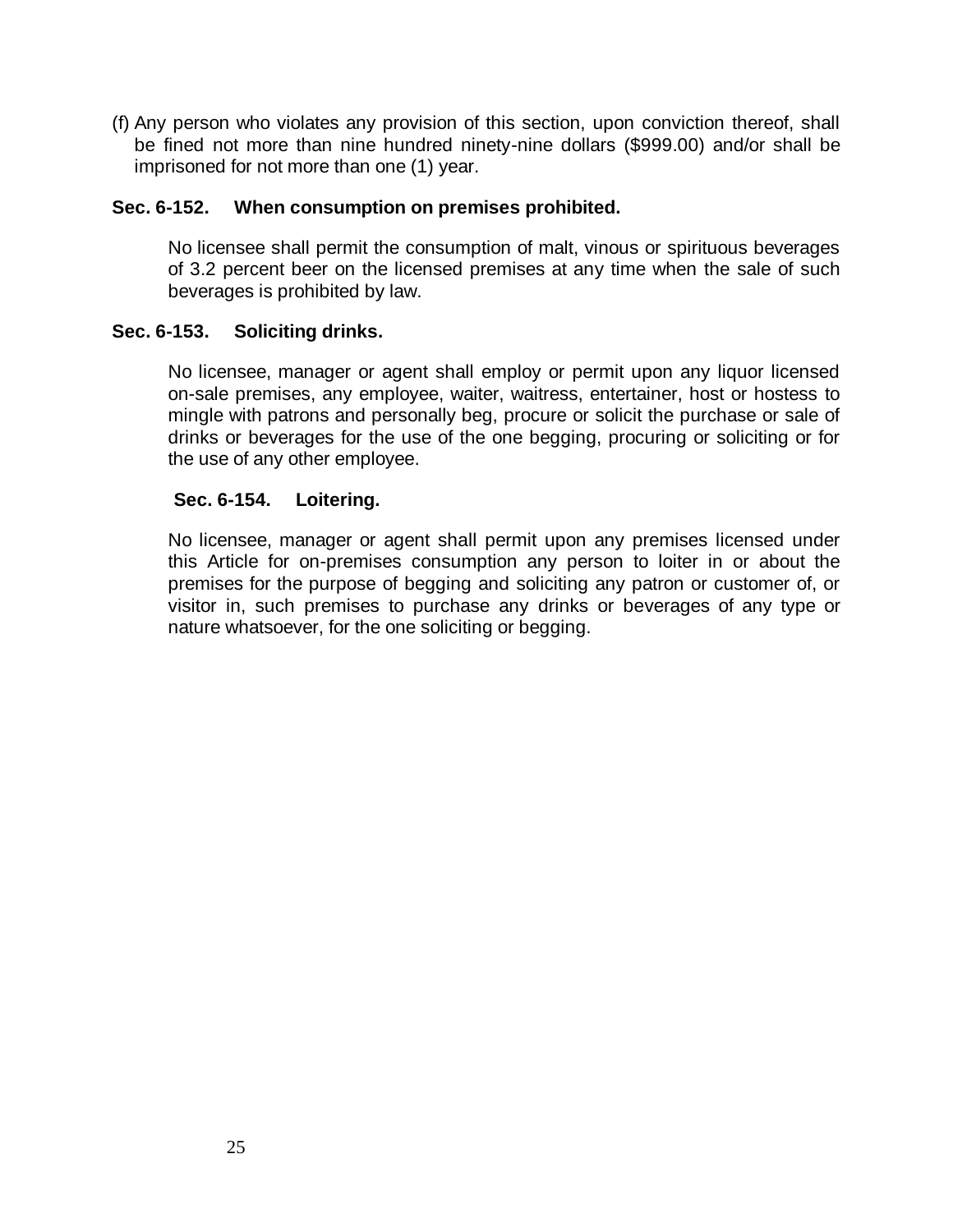(f) Any person who violates any provision of this section, upon conviction thereof, shall be fined not more than nine hundred ninety-nine dollars ($999.00) and/or shall be imprisoned for not more than one (1) year.

### Sec. 6-152. When consumption on premises prohibited.

No licensee shall permit the consumption of malt, vinous or spirituous beverages of 3.2 percent beer on the licensed premises at any time when the sale of such beverages is prohibited by law.

### Sec. 6-153. Soliciting drinks.

No licensee, manager or agent shall employ or permit upon any liquor licensed on-sale premises, any employee, waiter, waitress, entertainer, host or hostess to mingle with patrons and personally beg, procure or solicit the purchase or sale of drinks or beverages for the use of the one begging, procuring or soliciting or for the use of any other employee.

### Sec. 6-154. Loitering.

No licensee, manager or agent shall permit upon any premises licensed under this Article for on-premises consumption any person to loiter in or about the premises for the purpose of begging and soliciting any patron or customer of, or visitor in, such premises to purchase any drinks or beverages of any type or nature whatsoever, for the one soliciting or begging.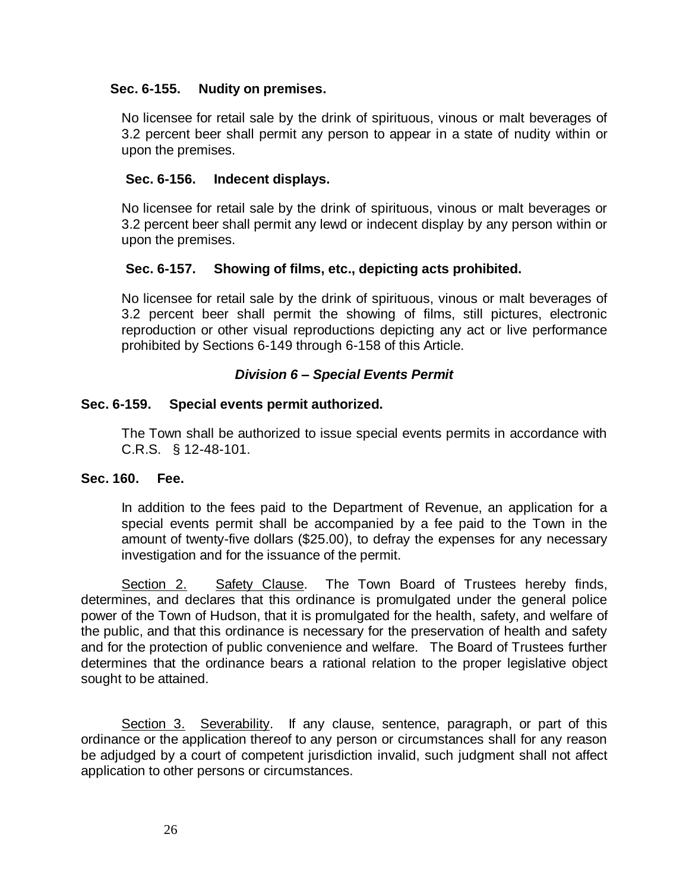**Sec. 6-155. Nudity on premises.**

No licensee for retail sale by the drink of spirituous, vinous or malt beverages of 3.2 percent beer shall permit any person to appear in a state of nudity within or upon the premises.

**Sec. 6-156. Indecent displays.**

No licensee for retail sale by the drink of spirituous, vinous or malt beverages or 3.2 percent beer shall permit any lewd or indecent display by any person within or upon the premises.

**Sec. 6-157. Showing of films, etc., depicting acts prohibited.**

No licensee for retail sale by the drink of spirituous, vinous or malt beverages of 3.2 percent beer shall permit the showing of films, still pictures, electronic reproduction or other visual reproductions depicting any act or live performance prohibited by Sections 6-149 through 6-158 of this Article.

***Division 6 – Special Events Permit***

**Sec. 6-159. Special events permit authorized.**

The Town shall be authorized to issue special events permits in accordance with C.R.S. § 12-48-101.

**Sec. 160. Fee.**

In addition to the fees paid to the Department of Revenue, an application for a special events permit shall be accompanied by a fee paid to the Town in the amount of twenty-five dollars ($25.00), to defray the expenses for any necessary investigation and for the issuance of the permit.

Section 2. Safety Clause. The Town Board of Trustees hereby finds, determines, and declares that this ordinance is promulgated under the general police power of the Town of Hudson, that it is promulgated for the health, safety, and welfare of the public, and that this ordinance is necessary for the preservation of health and safety and for the protection of public convenience and welfare. The Board of Trustees further determines that the ordinance bears a rational relation to the proper legislative object sought to be attained.

Section 3. Severability. If any clause, sentence, paragraph, or part of this ordinance or the application thereof to any person or circumstances shall for any reason be adjudged by a court of competent jurisdiction invalid, such judgment shall not affect application to other persons or circumstances.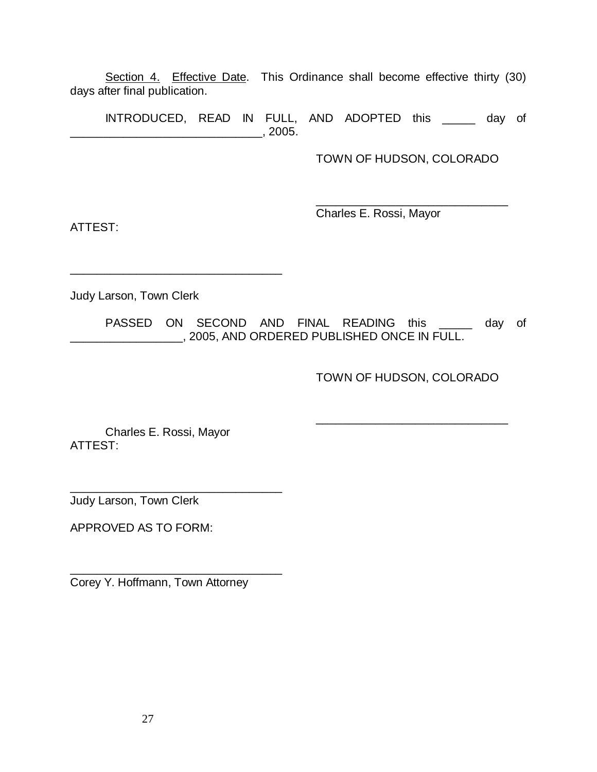Section 4. Effective Date. This Ordinance shall become effective thirty (30) days after final publication.

INTRODUCED, READ IN FULL, AND ADOPTED this _____ day of ______________________________, 2005.

TOWN OF HUDSON, COLORADO

______________________________
Charles E. Rossi, Mayor

ATTEST:

_________________________________
Judy Larson, Town Clerk

PASSED ON SECOND AND FINAL READING this _____ day of _________________, 2005, AND ORDERED PUBLISHED ONCE IN FULL.

TOWN OF HUDSON, COLORADO

______________________________
Charles E. Rossi, Mayor

ATTEST:

_________________________________
Judy Larson, Town Clerk

APPROVED AS TO FORM:

_________________________________
Corey Y. Hoffmann, Town Attorney